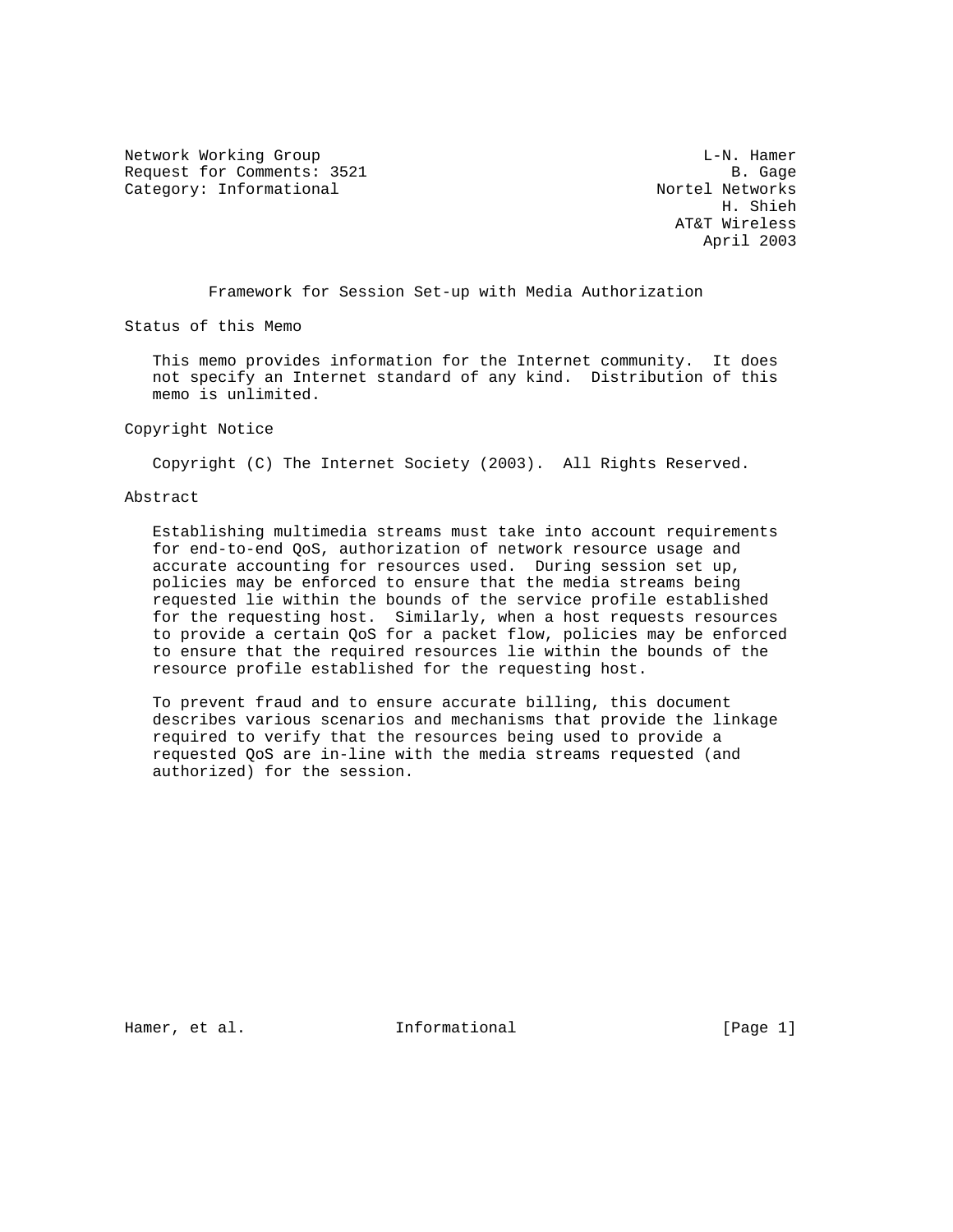Network Working Group  
Request for Comments: 3521  
Category: Informational

L-N. Hamer  
B. Gage  
Nortel Networks  
H. Shieh  
AT&T Wireless  
April 2003

# Framework for Session Set-up with Media Authorization

## Status of this Memo

This memo provides information for the Internet community. It does not specify an Internet standard of any kind. Distribution of this memo is unlimited.

## Copyright Notice

Copyright (C) The Internet Society (2003). All Rights Reserved.

## Abstract

Establishing multimedia streams must take into account requirements for end-to-end QoS, authorization of network resource usage and accurate accounting for resources used. During session set up, policies may be enforced to ensure that the media streams being requested lie within the bounds of the service profile established for the requesting host. Similarly, when a host requests resources to provide a certain QoS for a packet flow, policies may be enforced to ensure that the required resources lie within the bounds of the resource profile established for the requesting host.

To prevent fraud and to ensure accurate billing, this document describes various scenarios and mechanisms that provide the linkage required to verify that the resources being used to provide a requested QoS are in-line with the media streams requested (and authorized) for the session.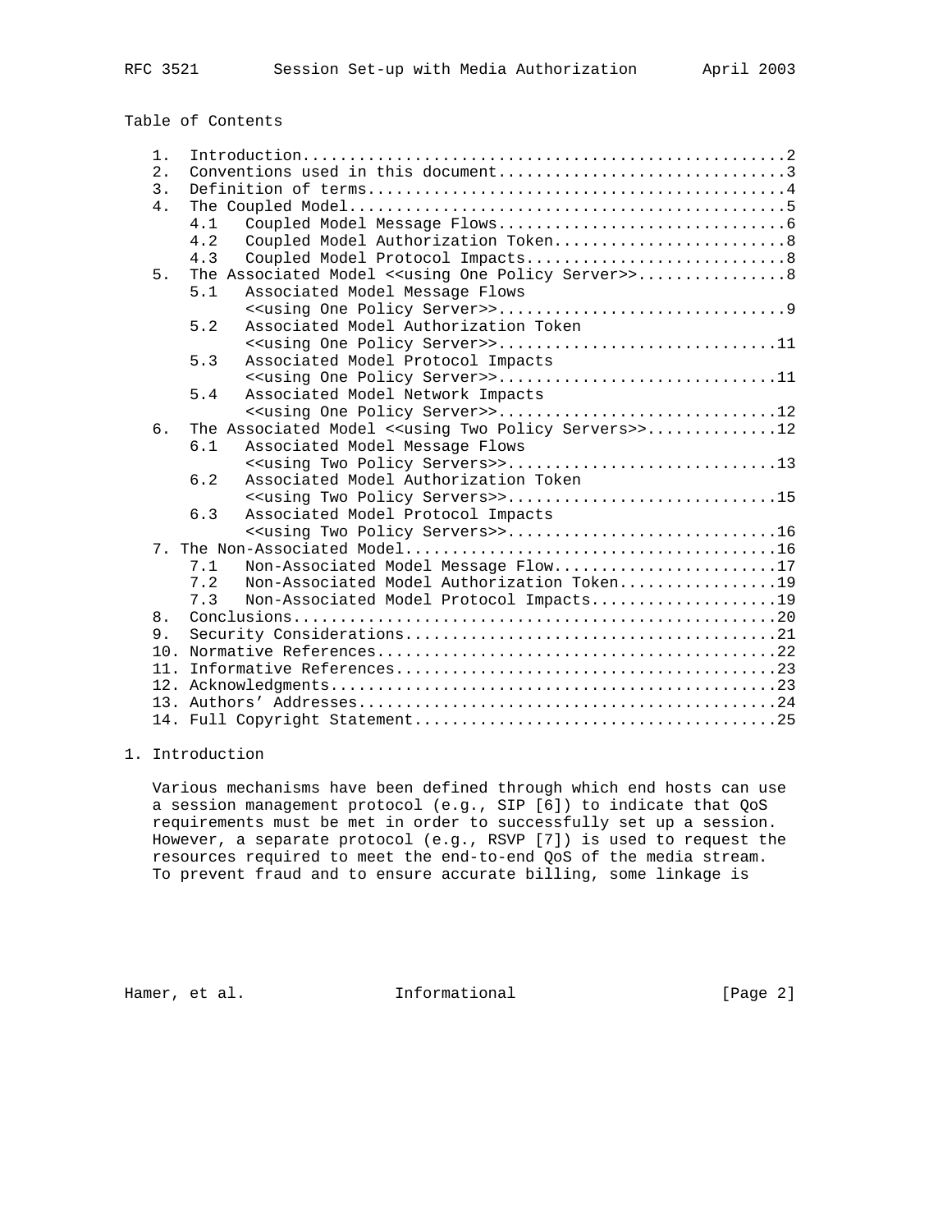Table of Contents

```
   1.  Introduction...................................................2
   2.  Conventions used in this document..............................3
   3.  Definition of terms............................................4
   4.  The Coupled Model..............................................5
       4.1   Coupled Model Message Flows..............................6
       4.2   Coupled Model Authorization Token........................8
       4.3   Coupled Model Protocol Impacts...........................8
   5.  The Associated Model <<using One Policy Server>>...............8
       5.1   Associated Model Message Flows
             <<using One Policy Server>>..............................9
       5.2   Associated Model Authorization Token
             <<using One Policy Server>>.............................11
       5.3   Associated Model Protocol Impacts
             <<using One Policy Server>>.............................11
       5.4   Associated Model Network Impacts
             <<using One Policy Server>>.............................12
   6.  The Associated Model <<using Two Policy Servers>>.............12
       6.1   Associated Model Message Flows
             <<using Two Policy Servers>>............................13
       6.2   Associated Model Authorization Token
             <<using Two Policy Servers>>............................15
       6.3   Associated Model Protocol Impacts
             <<using Two Policy Servers>>............................16
   7. The Non-Associated Model.......................................16
       7.1   Non-Associated Model Message Flow.......................17
       7.2   Non-Associated Model Authorization Token................19
       7.3   Non-Associated Model Protocol Impacts...................19
   8.  Conclusions...................................................20
   9.  Security Considerations.......................................21
   10. Normative References..........................................22
   11. Informative References........................................23
   12. Acknowledgments...............................................23
   13. Authors' Addresses............................................24
   14. Full Copyright Statement......................................25
```

# 1. Introduction

Various mechanisms have been defined through which end hosts can use a session management protocol (e.g., SIP [6]) to indicate that QoS requirements must be met in order to successfully set up a session. However, a separate protocol (e.g., RSVP [7]) is used to request the resources required to meet the end-to-end QoS of the media stream. To prevent fraud and to ensure accurate billing, some linkage is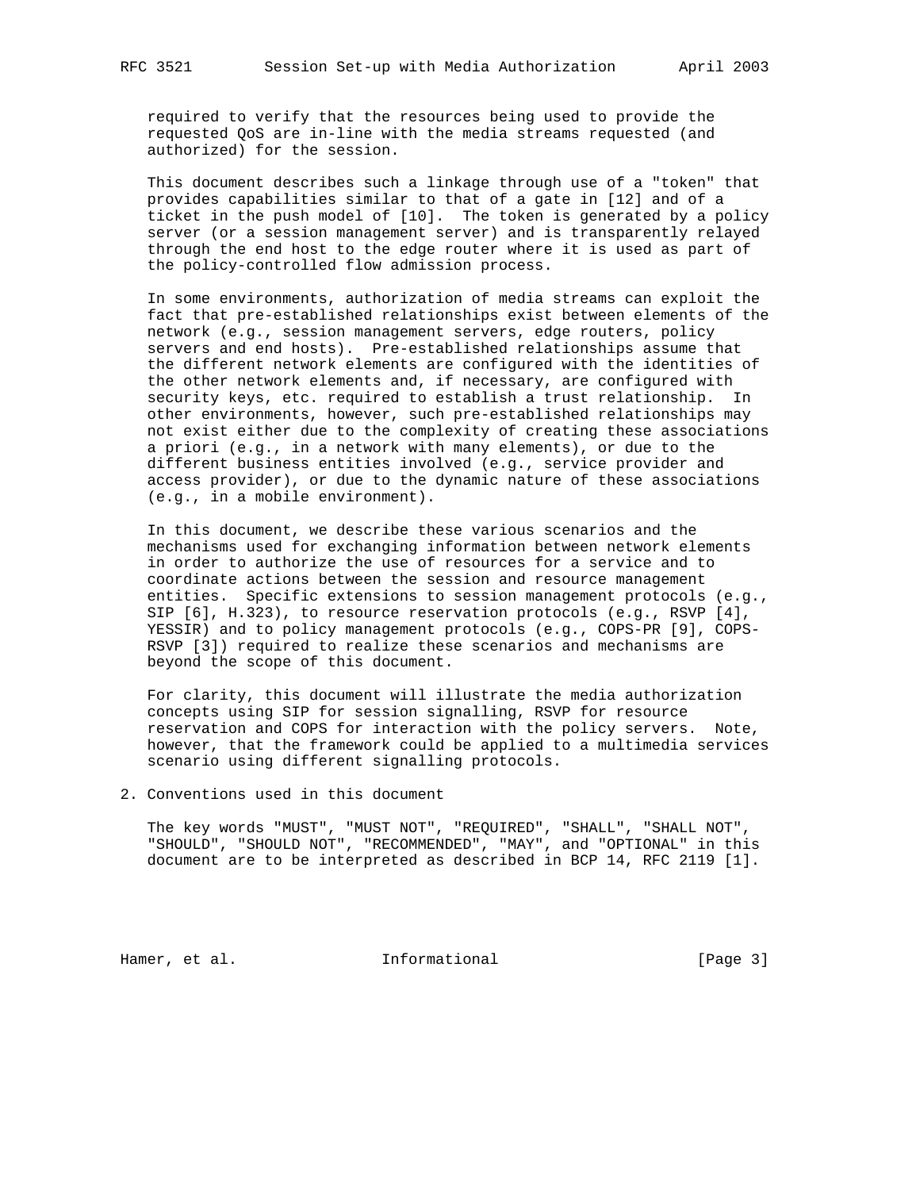required to verify that the resources being used to provide the requested QoS are in-line with the media streams requested (and authorized) for the session.

This document describes such a linkage through use of a "token" that provides capabilities similar to that of a gate in [12] and of a ticket in the push model of [10]. The token is generated by a policy server (or a session management server) and is transparently relayed through the end host to the edge router where it is used as part of the policy-controlled flow admission process.

In some environments, authorization of media streams can exploit the fact that pre-established relationships exist between elements of the network (e.g., session management servers, edge routers, policy servers and end hosts). Pre-established relationships assume that the different network elements are configured with the identities of the other network elements and, if necessary, are configured with security keys, etc. required to establish a trust relationship. In other environments, however, such pre-established relationships may not exist either due to the complexity of creating these associations a priori (e.g., in a network with many elements), or due to the different business entities involved (e.g., service provider and access provider), or due to the dynamic nature of these associations (e.g., in a mobile environment).

In this document, we describe these various scenarios and the mechanisms used for exchanging information between network elements in order to authorize the use of resources for a service and to coordinate actions between the session and resource management entities. Specific extensions to session management protocols (e.g., SIP [6], H.323), to resource reservation protocols (e.g., RSVP [4], YESSIR) and to policy management protocols (e.g., COPS-PR [9], COPS-RSVP [3]) required to realize these scenarios and mechanisms are beyond the scope of this document.

For clarity, this document will illustrate the media authorization concepts using SIP for session signalling, RSVP for resource reservation and COPS for interaction with the policy servers. Note, however, that the framework could be applied to a multimedia services scenario using different signalling protocols.

## 2. Conventions used in this document

The key words "MUST", "MUST NOT", "REQUIRED", "SHALL", "SHALL NOT", "SHOULD", "SHOULD NOT", "RECOMMENDED", "MAY", and "OPTIONAL" in this document are to be interpreted as described in BCP 14, RFC 2119 [1].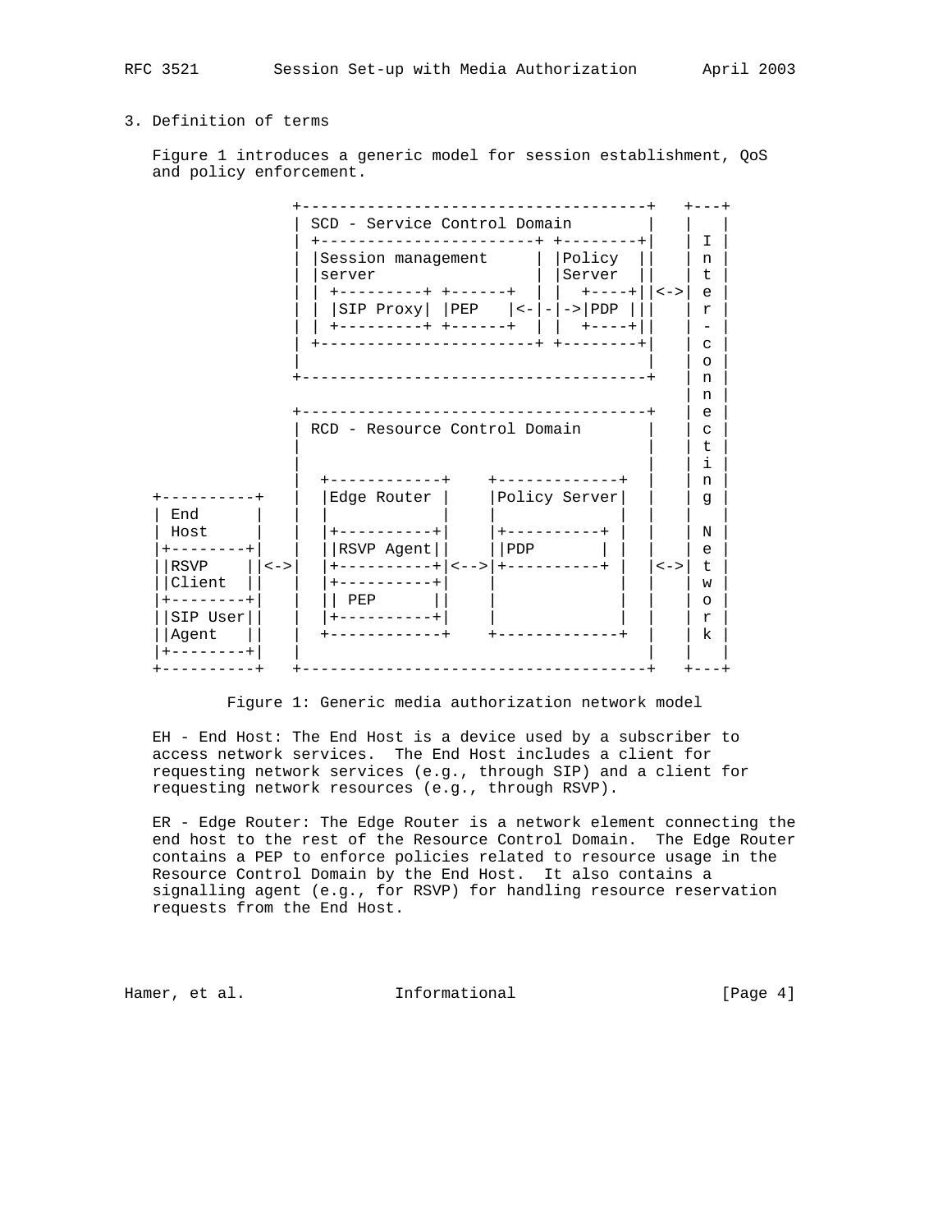## 3. Definition of terms

Figure 1 introduces a generic model for session establishment, QoS and policy enforcement.

```
               +-------------------------------------+   +---+
               | SCD - Service Control Domain        |   |   |
               | +----------------------+ +--------+|   | I |
               | |Session management    | |Policy  ||   | n |
               | |server                | |Server  ||   | t |
               | | +---------+ +------+ | |  +----+||<->| e |
               | | |SIP Proxy| |PEP   |<-|-|->|PDP |||   | r |
               | | +---------+ +------+ | |  +----+||   | - |
               | +----------------------+ +--------+|   | c |
               |                                     |   | o |
               +-------------------------------------+   | n |
                                                         | n |
               +-------------------------------------+   | e |
               | RCD - Resource Control Domain       |   | c |
               |                                     |   | t |
               |                                     |   | i |
               |  +------------+    +-------------+  |   | n |
 +----------+  |  |Edge Router |    |Policy Server|  |   | g |
 | End      |  |  |            |    |             |  |   |   |
 | Host     |  |  |+----------+|    |+----------+ |  |   | N |
 |+--------+|  |  ||RSVP Agent||    ||PDP       | |  |   | e |
 ||RSVP    ||<->|  |+----------+|<-->|+----------+ |  |<->| t |
 ||Client  ||  |  |+----------+|    |             |  |   | w |
 |+--------+|  |  || PEP      ||    |             |  |   | o |
 ||SIP User||  |  |+----------+|    |             |  |   | r |
 ||Agent   ||  |  +------------+    +-------------+  |   | k |
 |+--------+|  |                                     |   |   |
 +----------+  +-------------------------------------+   +---+
```

Figure 1: Generic media authorization network model

EH - End Host: The End Host is a device used by a subscriber to access network services. The End Host includes a client for requesting network services (e.g., through SIP) and a client for requesting network resources (e.g., through RSVP).

ER - Edge Router: The Edge Router is a network element connecting the end host to the rest of the Resource Control Domain. The Edge Router contains a PEP to enforce policies related to resource usage in the Resource Control Domain by the End Host. It also contains a signalling agent (e.g., for RSVP) for handling resource reservation requests from the End Host.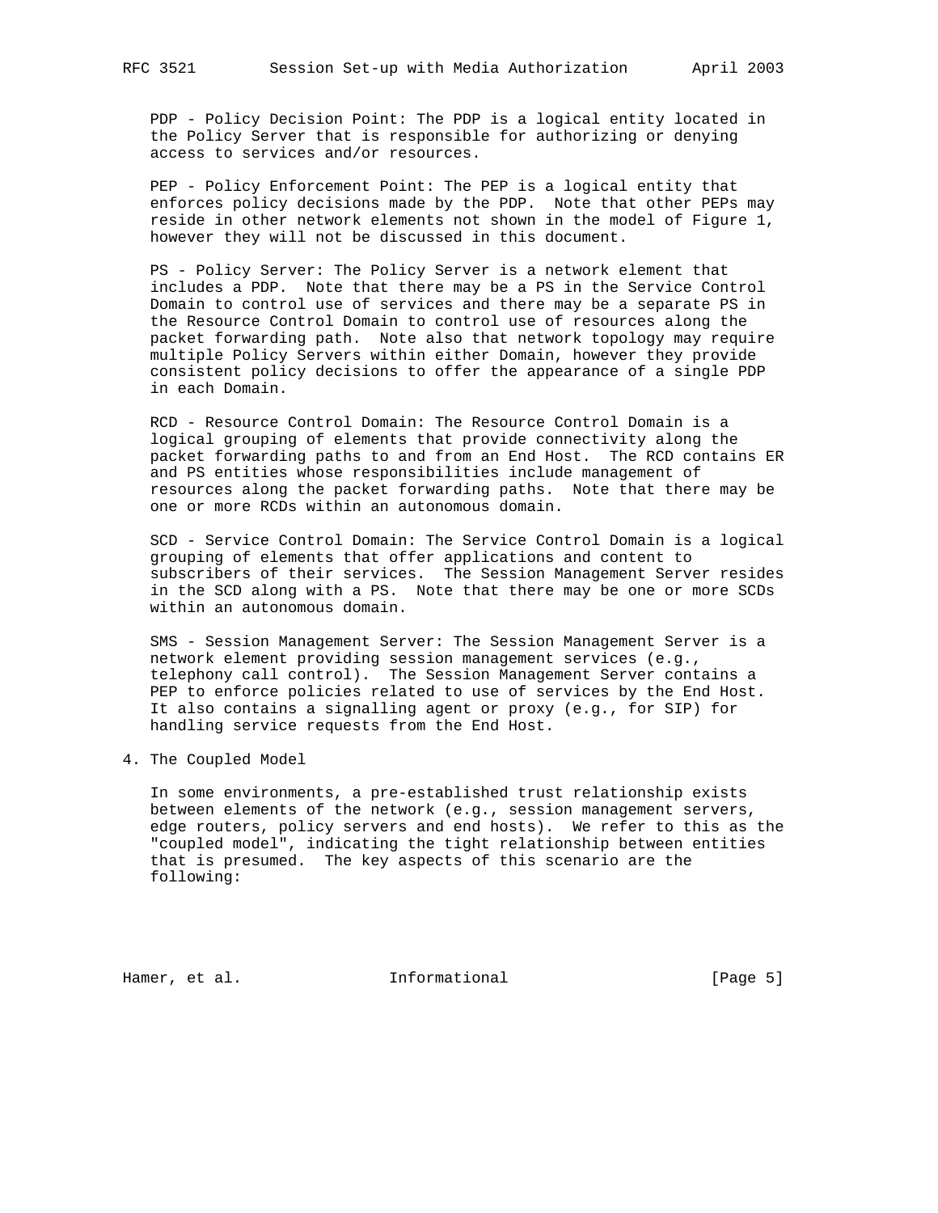PDP - Policy Decision Point: The PDP is a logical entity located in the Policy Server that is responsible for authorizing or denying access to services and/or resources.

PEP - Policy Enforcement Point: The PEP is a logical entity that enforces policy decisions made by the PDP. Note that other PEPs may reside in other network elements not shown in the model of Figure 1, however they will not be discussed in this document.

PS - Policy Server: The Policy Server is a network element that includes a PDP. Note that there may be a PS in the Service Control Domain to control use of services and there may be a separate PS in the Resource Control Domain to control use of resources along the packet forwarding path. Note also that network topology may require multiple Policy Servers within either Domain, however they provide consistent policy decisions to offer the appearance of a single PDP in each Domain.

RCD - Resource Control Domain: The Resource Control Domain is a logical grouping of elements that provide connectivity along the packet forwarding paths to and from an End Host. The RCD contains ER and PS entities whose responsibilities include management of resources along the packet forwarding paths. Note that there may be one or more RCDs within an autonomous domain.

SCD - Service Control Domain: The Service Control Domain is a logical grouping of elements that offer applications and content to subscribers of their services. The Session Management Server resides in the SCD along with a PS. Note that there may be one or more SCDs within an autonomous domain.

SMS - Session Management Server: The Session Management Server is a network element providing session management services (e.g., telephony call control). The Session Management Server contains a PEP to enforce policies related to use of services by the End Host. It also contains a signalling agent or proxy (e.g., for SIP) for handling service requests from the End Host.

## 4. The Coupled Model

In some environments, a pre-established trust relationship exists between elements of the network (e.g., session management servers, edge routers, policy servers and end hosts). We refer to this as the "coupled model", indicating the tight relationship between entities that is presumed. The key aspects of this scenario are the following: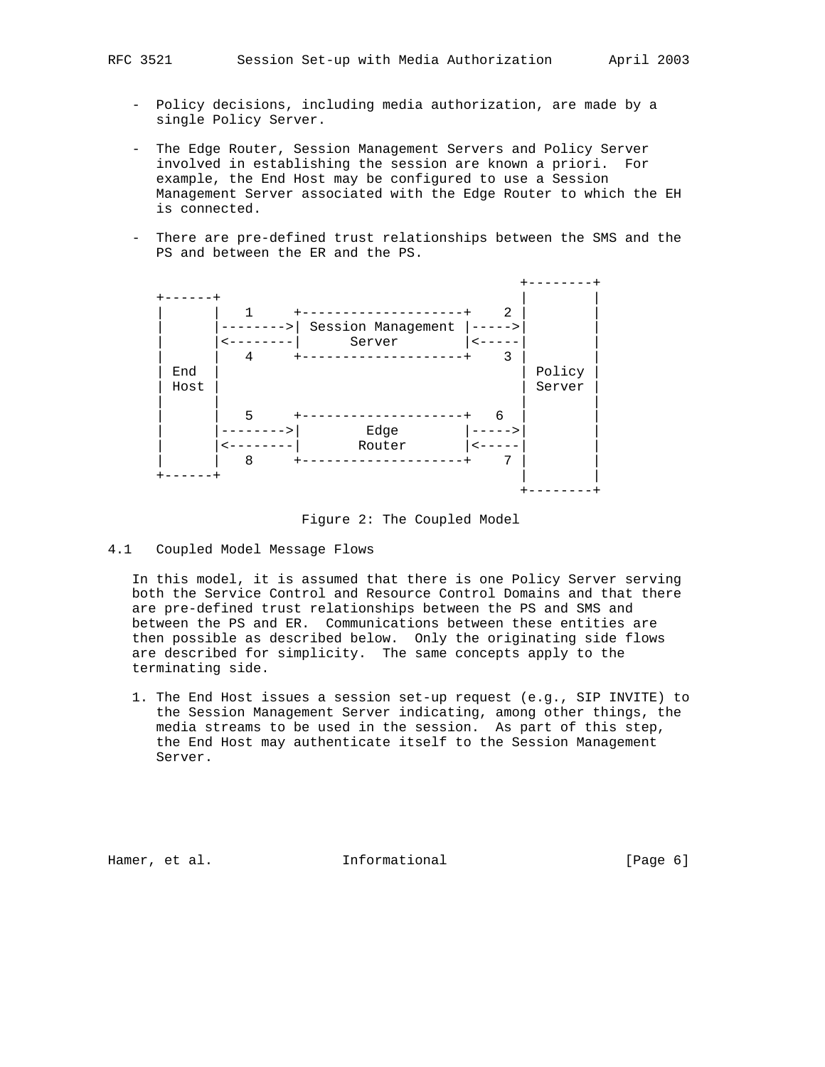- Policy decisions, including media authorization, are made by a single Policy Server.

- The Edge Router, Session Management Servers and Policy Server involved in establishing the session are known a priori. For example, the End Host may be configured to use a Session Management Server associated with the Edge Router to which the EH is connected.

- There are pre-defined trust relationships between the SMS and the PS and between the ER and the PS.

```
                                                  +--------+
   +------+                                       |        |
   |      |   1     +--------------------+    2 |        |
   |      |-------->| Session Management |----->|        |
   |      |<--------|      Server        |<-----|        |
   |      |   4     +--------------------+    3 |        |
   | End  |                                       | Policy |
   | Host |                                       | Server |
   |      |                                       |        |
   |      |   5     +--------------------+   6  |        |
   |      |-------->|        Edge        |----->|        |
   |      |<--------|       Router       |<-----|        |
   |      |   8     +--------------------+    7 |        |
   +------+                                       |        |
                                                  +--------+
```

Figure 2: The Coupled Model

## 4.1 Coupled Model Message Flows

In this model, it is assumed that there is one Policy Server serving both the Service Control and Resource Control Domains and that there are pre-defined trust relationships between the PS and SMS and between the PS and ER. Communications between these entities are then possible as described below. Only the originating side flows are described for simplicity. The same concepts apply to the terminating side.

1. The End Host issues a session set-up request (e.g., SIP INVITE) to the Session Management Server indicating, among other things, the media streams to be used in the session. As part of this step, the End Host may authenticate itself to the Session Management Server.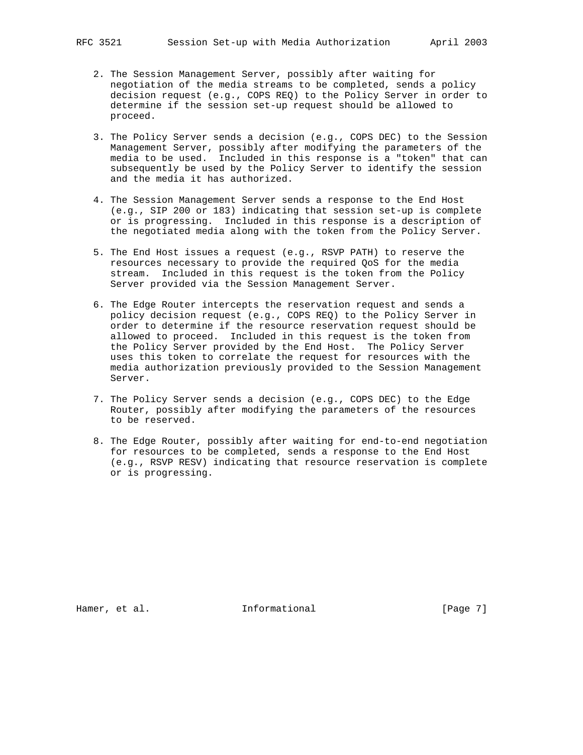2. The Session Management Server, possibly after waiting for negotiation of the media streams to be completed, sends a policy decision request (e.g., COPS REQ) to the Policy Server in order to determine if the session set-up request should be allowed to proceed.

3. The Policy Server sends a decision (e.g., COPS DEC) to the Session Management Server, possibly after modifying the parameters of the media to be used. Included in this response is a "token" that can subsequently be used by the Policy Server to identify the session and the media it has authorized.

4. The Session Management Server sends a response to the End Host (e.g., SIP 200 or 183) indicating that session set-up is complete or is progressing. Included in this response is a description of the negotiated media along with the token from the Policy Server.

5. The End Host issues a request (e.g., RSVP PATH) to reserve the resources necessary to provide the required QoS for the media stream. Included in this request is the token from the Policy Server provided via the Session Management Server.

6. The Edge Router intercepts the reservation request and sends a policy decision request (e.g., COPS REQ) to the Policy Server in order to determine if the resource reservation request should be allowed to proceed. Included in this request is the token from the Policy Server provided by the End Host. The Policy Server uses this token to correlate the request for resources with the media authorization previously provided to the Session Management Server.

7. The Policy Server sends a decision (e.g., COPS DEC) to the Edge Router, possibly after modifying the parameters of the resources to be reserved.

8. The Edge Router, possibly after waiting for end-to-end negotiation for resources to be completed, sends a response to the End Host (e.g., RSVP RESV) indicating that resource reservation is complete or is progressing.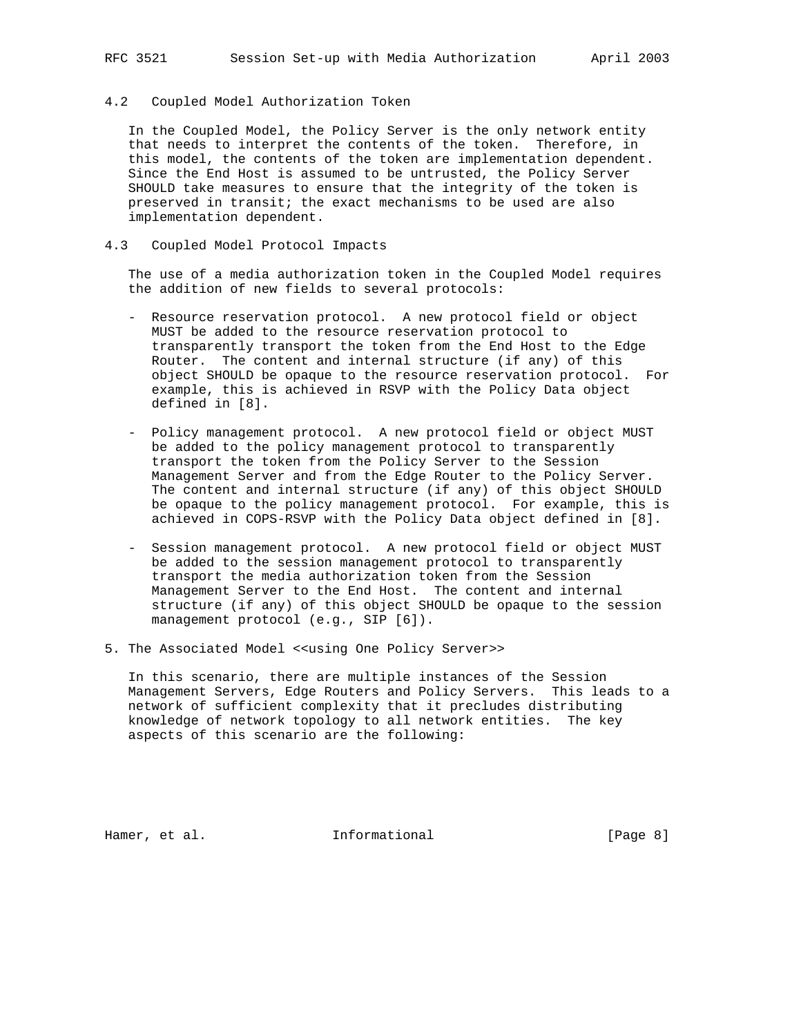## 4.2 Coupled Model Authorization Token

In the Coupled Model, the Policy Server is the only network entity that needs to interpret the contents of the token. Therefore, in this model, the contents of the token are implementation dependent. Since the End Host is assumed to be untrusted, the Policy Server SHOULD take measures to ensure that the integrity of the token is preserved in transit; the exact mechanisms to be used are also implementation dependent.

## 4.3 Coupled Model Protocol Impacts

The use of a media authorization token in the Coupled Model requires the addition of new fields to several protocols:

- Resource reservation protocol. A new protocol field or object MUST be added to the resource reservation protocol to transparently transport the token from the End Host to the Edge Router. The content and internal structure (if any) of this object SHOULD be opaque to the resource reservation protocol. For example, this is achieved in RSVP with the Policy Data object defined in [8].

- Policy management protocol. A new protocol field or object MUST be added to the policy management protocol to transparently transport the token from the Policy Server to the Session Management Server and from the Edge Router to the Policy Server. The content and internal structure (if any) of this object SHOULD be opaque to the policy management protocol. For example, this is achieved in COPS-RSVP with the Policy Data object defined in [8].

- Session management protocol. A new protocol field or object MUST be added to the session management protocol to transparently transport the media authorization token from the Session Management Server to the End Host. The content and internal structure (if any) of this object SHOULD be opaque to the session management protocol (e.g., SIP [6]).

# 5. The Associated Model <<using One Policy Server>>

In this scenario, there are multiple instances of the Session Management Servers, Edge Routers and Policy Servers. This leads to a network of sufficient complexity that it precludes distributing knowledge of network topology to all network entities. The key aspects of this scenario are the following: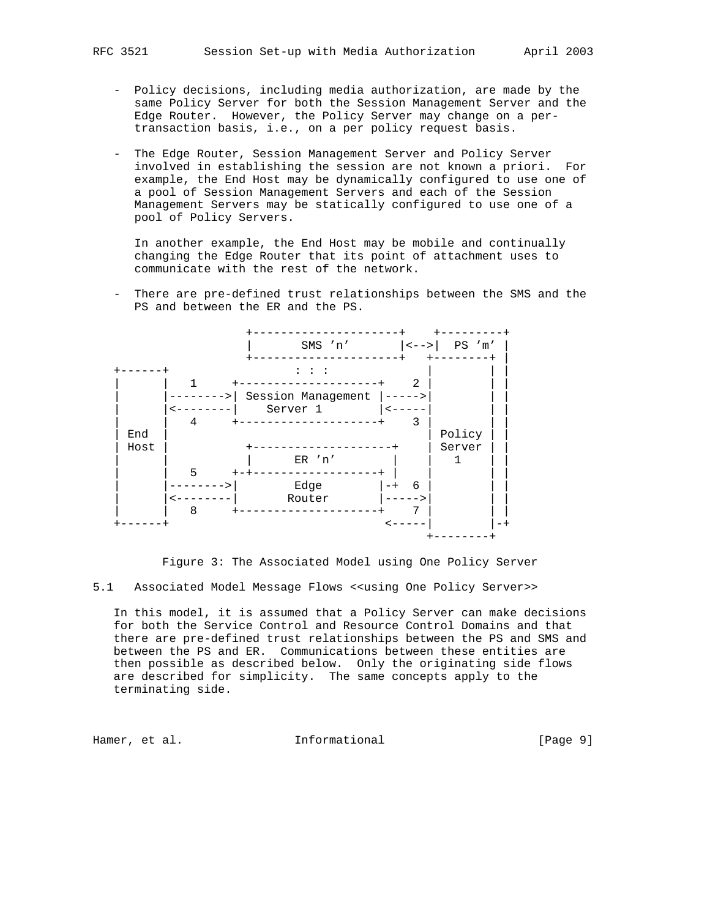- Policy decisions, including media authorization, are made by the same Policy Server for both the Session Management Server and the Edge Router. However, the Policy Server may change on a per-transaction basis, i.e., on a per policy request basis.

- The Edge Router, Session Management Server and Policy Server involved in establishing the session are not known a priori. For example, the End Host may be dynamically configured to use one of a pool of Session Management Servers and each of the Session Management Servers may be statically configured to use one of a pool of Policy Servers.

  In another example, the End Host may be mobile and continually changing the Edge Router that its point of attachment uses to communicate with the rest of the network.

- There are pre-defined trust relationships between the SMS and the PS and between the ER and the PS.

```
                +---------------------+    +---------+
                |       SMS 'n'       |<-->|  PS 'm' |
                +---------------------+   +--------+ |
+------+                : : :             |        | |
|      |    1     +--------------------+    2 |        | |
|      |-------->| Session Management |----->|        | |
|      |<--------|    Server 1        |<-----|        | |
|      |    4     +--------------------+    3 |        | |
| End  |                                    | Policy | |
| Host |          +--------------------+    | Server | |
|      |          |       ER 'n'       |    |   1    | |
|      |    5     +-+------------------+ |    |        | |
|      |-------->|       Edge         |-+  6 |        | |
|      |<--------|       Router       |----->|        | |
|      |    8     +--------------------+    7 |        | |
+------+                              <-----|        |-+
                                            +--------+
```

Figure 3: The Associated Model using One Policy Server

## 5.1 Associated Model Message Flows <<using One Policy Server>>

In this model, it is assumed that a Policy Server can make decisions for both the Service Control and Resource Control Domains and that there are pre-defined trust relationships between the PS and SMS and between the PS and ER. Communications between these entities are then possible as described below. Only the originating side flows are described for simplicity. The same concepts apply to the terminating side.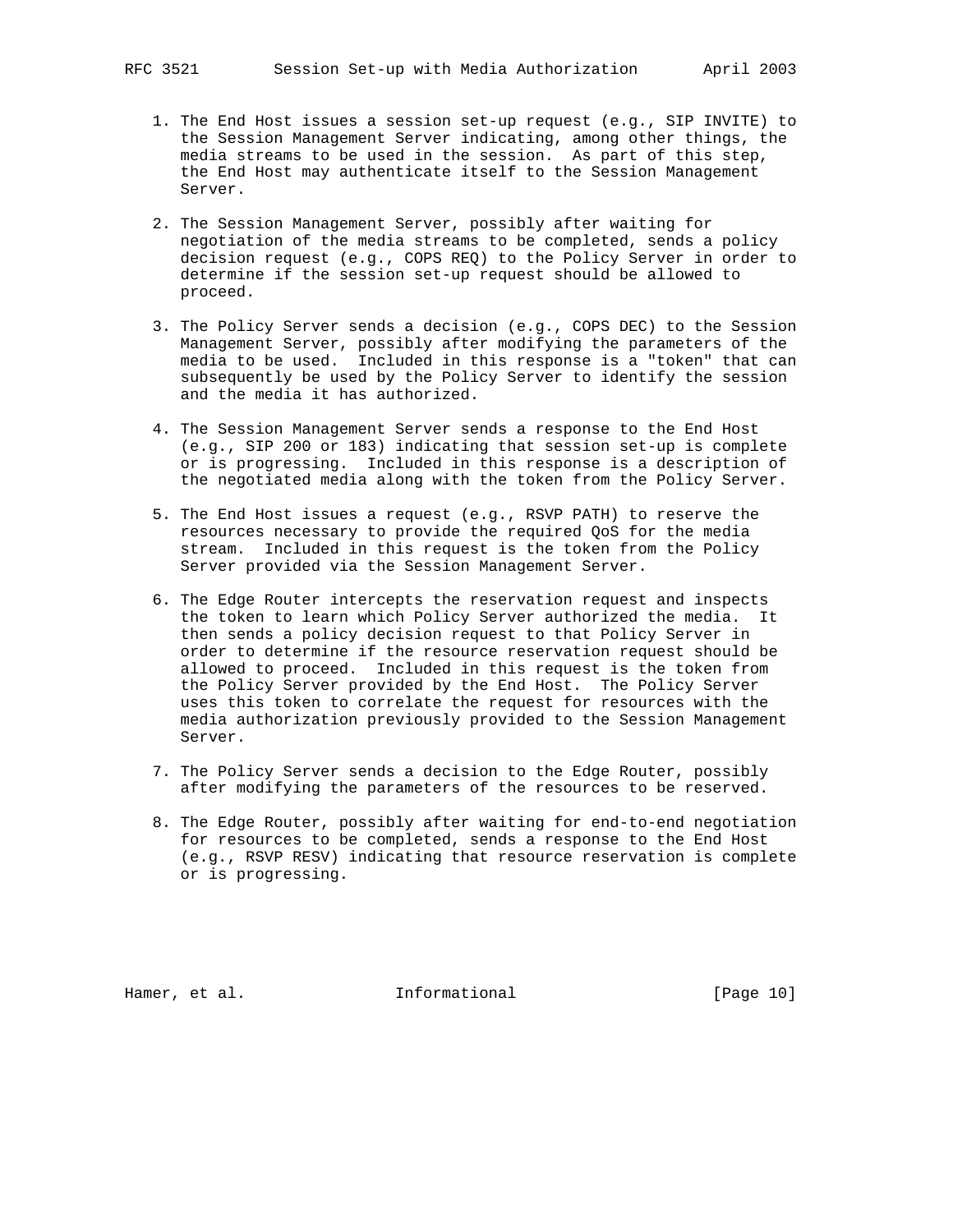1. The End Host issues a session set-up request (e.g., SIP INVITE) to the Session Management Server indicating, among other things, the media streams to be used in the session. As part of this step, the End Host may authenticate itself to the Session Management Server.

2. The Session Management Server, possibly after waiting for negotiation of the media streams to be completed, sends a policy decision request (e.g., COPS REQ) to the Policy Server in order to determine if the session set-up request should be allowed to proceed.

3. The Policy Server sends a decision (e.g., COPS DEC) to the Session Management Server, possibly after modifying the parameters of the media to be used. Included in this response is a "token" that can subsequently be used by the Policy Server to identify the session and the media it has authorized.

4. The Session Management Server sends a response to the End Host (e.g., SIP 200 or 183) indicating that session set-up is complete or is progressing. Included in this response is a description of the negotiated media along with the token from the Policy Server.

5. The End Host issues a request (e.g., RSVP PATH) to reserve the resources necessary to provide the required QoS for the media stream. Included in this request is the token from the Policy Server provided via the Session Management Server.

6. The Edge Router intercepts the reservation request and inspects the token to learn which Policy Server authorized the media. It then sends a policy decision request to that Policy Server in order to determine if the resource reservation request should be allowed to proceed. Included in this request is the token from the Policy Server provided by the End Host. The Policy Server uses this token to correlate the request for resources with the media authorization previously provided to the Session Management Server.

7. The Policy Server sends a decision to the Edge Router, possibly after modifying the parameters of the resources to be reserved.

8. The Edge Router, possibly after waiting for end-to-end negotiation for resources to be completed, sends a response to the End Host (e.g., RSVP RESV) indicating that resource reservation is complete or is progressing.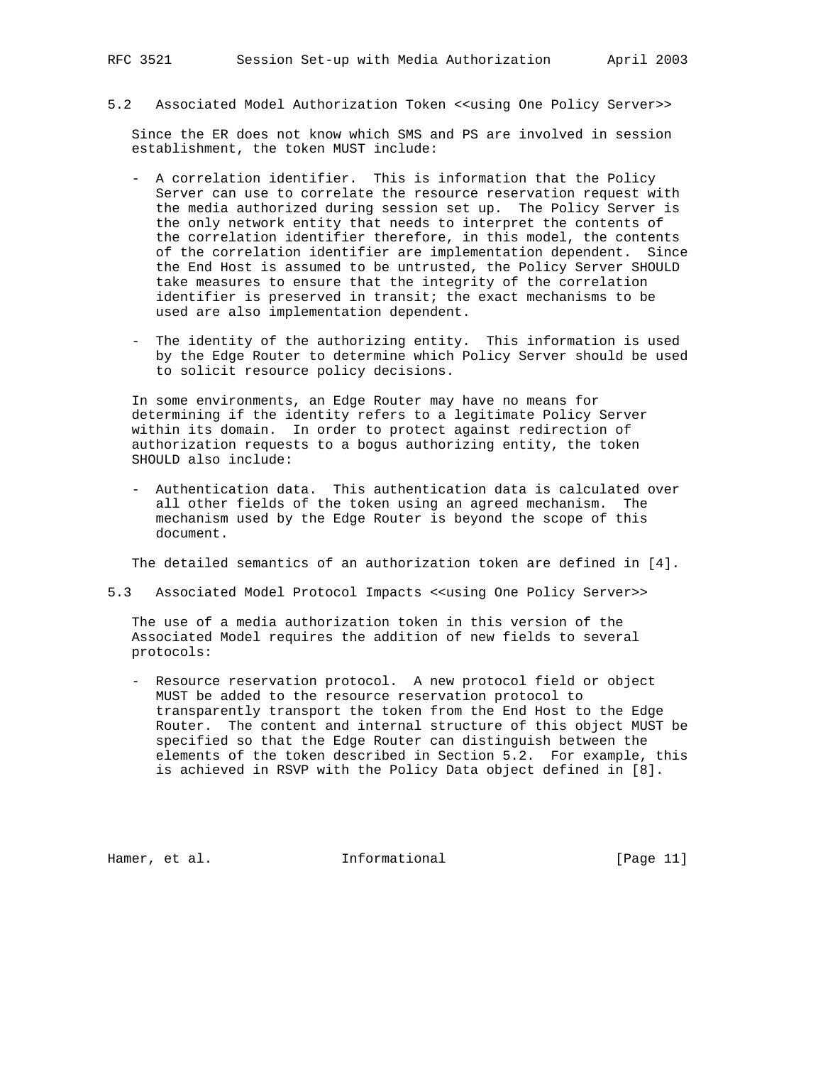## 5.2 Associated Model Authorization Token <<using One Policy Server>>

Since the ER does not know which SMS and PS are involved in session establishment, the token MUST include:

- A correlation identifier. This is information that the Policy Server can use to correlate the resource reservation request with the media authorized during session set up. The Policy Server is the only network entity that needs to interpret the contents of the correlation identifier therefore, in this model, the contents of the correlation identifier are implementation dependent. Since the End Host is assumed to be untrusted, the Policy Server SHOULD take measures to ensure that the integrity of the correlation identifier is preserved in transit; the exact mechanisms to be used are also implementation dependent.

- The identity of the authorizing entity. This information is used by the Edge Router to determine which Policy Server should be used to solicit resource policy decisions.

In some environments, an Edge Router may have no means for determining if the identity refers to a legitimate Policy Server within its domain. In order to protect against redirection of authorization requests to a bogus authorizing entity, the token SHOULD also include:

- Authentication data. This authentication data is calculated over all other fields of the token using an agreed mechanism. The mechanism used by the Edge Router is beyond the scope of this document.

The detailed semantics of an authorization token are defined in [4].

## 5.3 Associated Model Protocol Impacts <<using One Policy Server>>

The use of a media authorization token in this version of the Associated Model requires the addition of new fields to several protocols:

- Resource reservation protocol. A new protocol field or object MUST be added to the resource reservation protocol to transparently transport the token from the End Host to the Edge Router. The content and internal structure of this object MUST be specified so that the Edge Router can distinguish between the elements of the token described in Section 5.2. For example, this is achieved in RSVP with the Policy Data object defined in [8].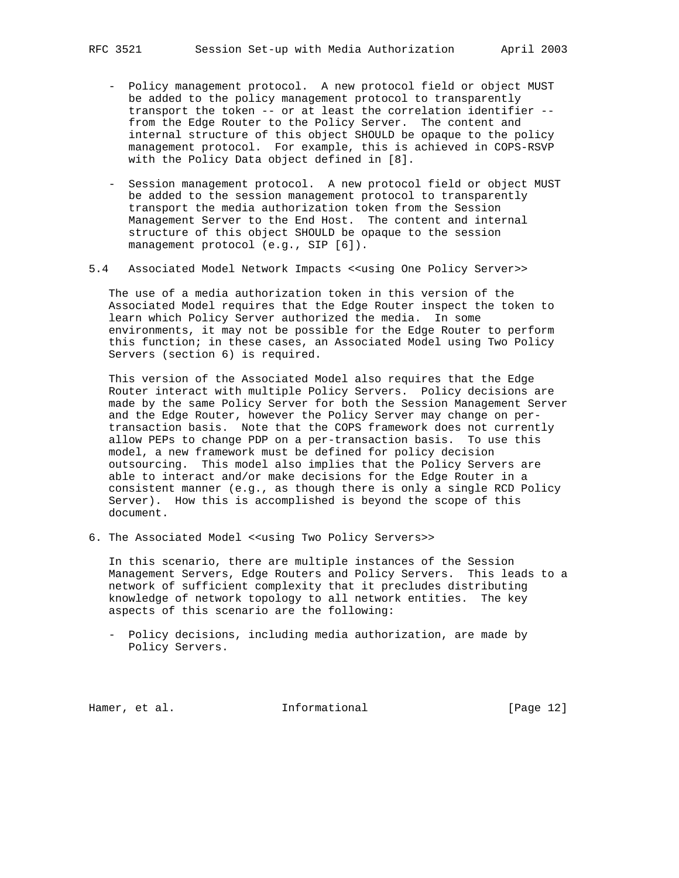- Policy management protocol. A new protocol field or object MUST be added to the policy management protocol to transparently transport the token -- or at least the correlation identifier -- from the Edge Router to the Policy Server. The content and internal structure of this object SHOULD be opaque to the policy management protocol. For example, this is achieved in COPS-RSVP with the Policy Data object defined in [8].

- Session management protocol. A new protocol field or object MUST be added to the session management protocol to transparently transport the media authorization token from the Session Management Server to the End Host. The content and internal structure of this object SHOULD be opaque to the session management protocol (e.g., SIP [6]).

### 5.4 Associated Model Network Impacts <<using One Policy Server>>

The use of a media authorization token in this version of the Associated Model requires that the Edge Router inspect the token to learn which Policy Server authorized the media. In some environments, it may not be possible for the Edge Router to perform this function; in these cases, an Associated Model using Two Policy Servers (section 6) is required.

This version of the Associated Model also requires that the Edge Router interact with multiple Policy Servers. Policy decisions are made by the same Policy Server for both the Session Management Server and the Edge Router, however the Policy Server may change on per-transaction basis. Note that the COPS framework does not currently allow PEPs to change PDP on a per-transaction basis. To use this model, a new framework must be defined for policy decision outsourcing. This model also implies that the Policy Servers are able to interact and/or make decisions for the Edge Router in a consistent manner (e.g., as though there is only a single RCD Policy Server). How this is accomplished is beyond the scope of this document.

## 6. The Associated Model <<using Two Policy Servers>>

In this scenario, there are multiple instances of the Session Management Servers, Edge Routers and Policy Servers. This leads to a network of sufficient complexity that it precludes distributing knowledge of network topology to all network entities. The key aspects of this scenario are the following:

- Policy decisions, including media authorization, are made by Policy Servers.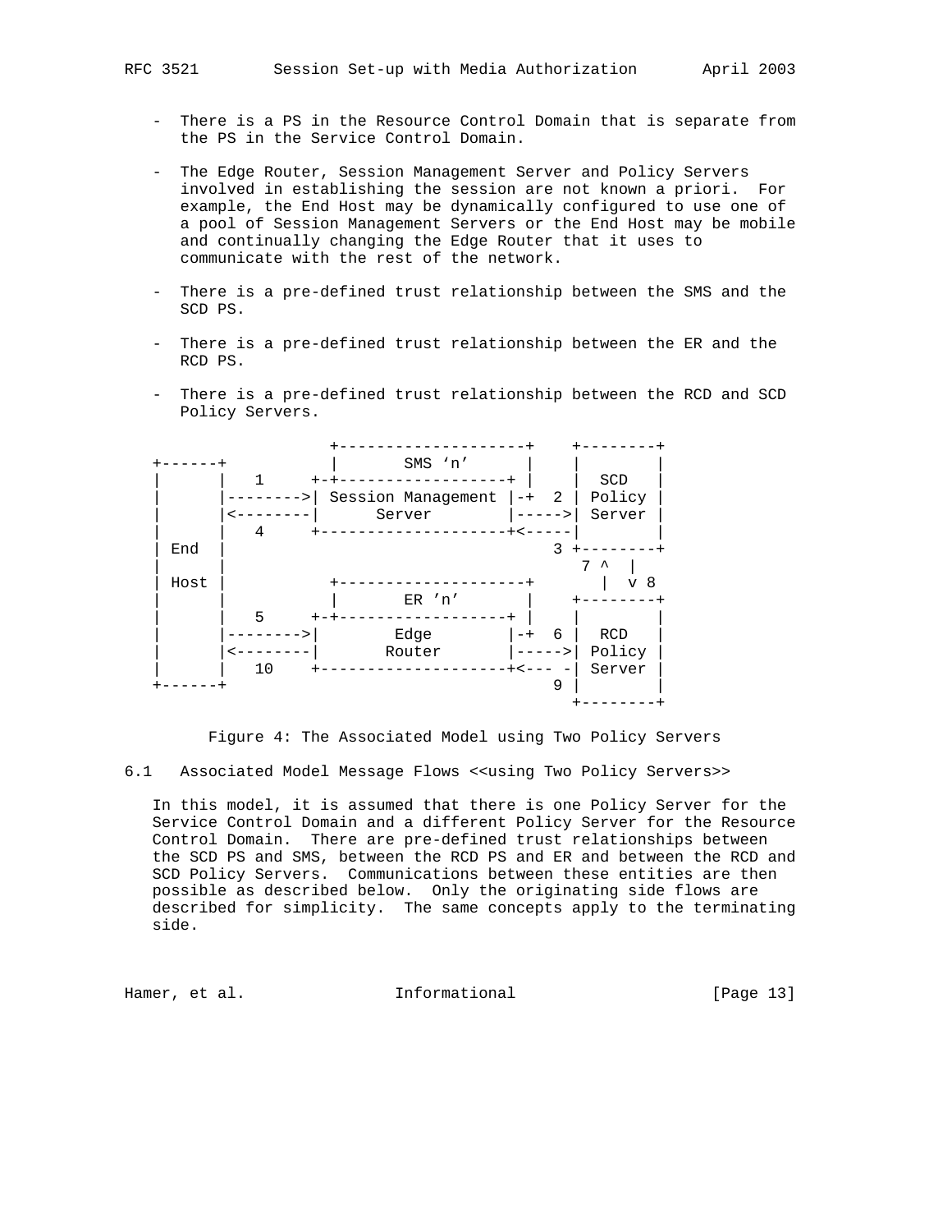- There is a PS in the Resource Control Domain that is separate from the PS in the Service Control Domain.

- The Edge Router, Session Management Server and Policy Servers involved in establishing the session are not known a priori. For example, the End Host may be dynamically configured to use one of a pool of Session Management Servers or the End Host may be mobile and continually changing the Edge Router that it uses to communicate with the rest of the network.

- There is a pre-defined trust relationship between the SMS and the SCD PS.

- There is a pre-defined trust relationship between the ER and the RCD PS.

- There is a pre-defined trust relationship between the RCD and SCD Policy Servers.

```
                 +--------------------+    +--------+
+------+         |       SMS 'n'      |    |        |
|      |   1     +-+------------------+ |  |  SCD   |
|      |-------->| Session Management |-+ 2 | Policy |
|      |<--------|      Server        |----->| Server |
|      |   4     +--------------------+<-----|        |
| End  |                               3 +--------+
|      |                                   7 ^  |
| Host |         +--------------------+      |  v 8
|      |         |       ER 'n'       |    +--------+
|      |   5     +-+------------------+ |  |        |
|      |-------->|        Edge        |-+ 6 |  RCD   |
|      |<--------|       Router       |----->| Policy |
|      |   10    +--------------------+<--- -| Server |
+------+                               9 |        |
                                           +--------+
```

Figure 4: The Associated Model using Two Policy Servers

## 6.1 Associated Model Message Flows <<using Two Policy Servers>>

In this model, it is assumed that there is one Policy Server for the Service Control Domain and a different Policy Server for the Resource Control Domain. There are pre-defined trust relationships between the SCD PS and SMS, between the RCD PS and ER and between the RCD and SCD Policy Servers. Communications between these entities are then possible as described below. Only the originating side flows are described for simplicity. The same concepts apply to the terminating side.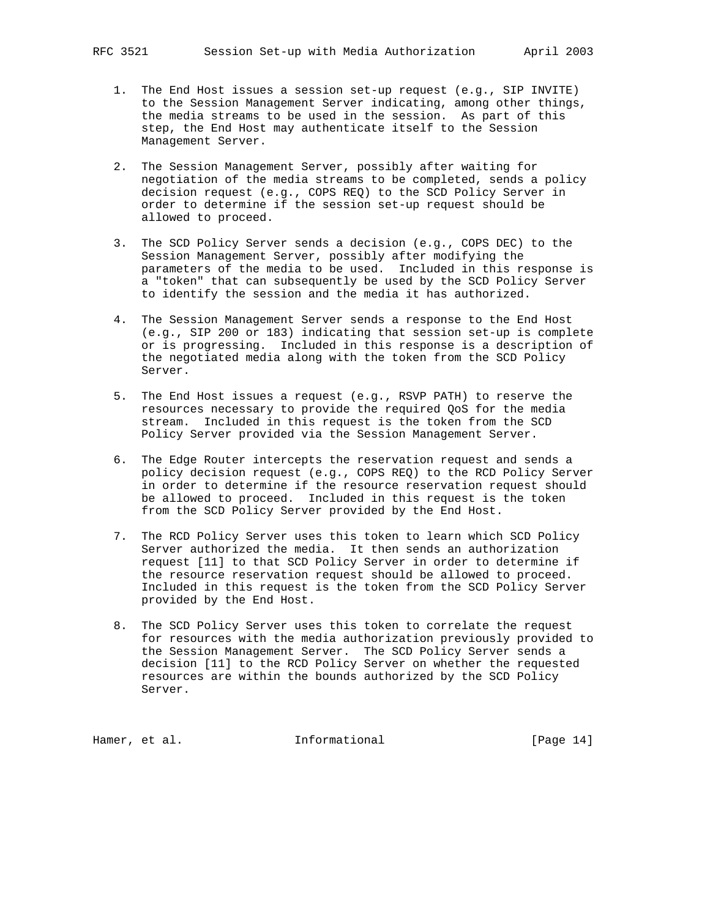1. The End Host issues a session set-up request (e.g., SIP INVITE) to the Session Management Server indicating, among other things, the media streams to be used in the session. As part of this step, the End Host may authenticate itself to the Session Management Server.

2. The Session Management Server, possibly after waiting for negotiation of the media streams to be completed, sends a policy decision request (e.g., COPS REQ) to the SCD Policy Server in order to determine if the session set-up request should be allowed to proceed.

3. The SCD Policy Server sends a decision (e.g., COPS DEC) to the Session Management Server, possibly after modifying the parameters of the media to be used. Included in this response is a "token" that can subsequently be used by the SCD Policy Server to identify the session and the media it has authorized.

4. The Session Management Server sends a response to the End Host (e.g., SIP 200 or 183) indicating that session set-up is complete or is progressing. Included in this response is a description of the negotiated media along with the token from the SCD Policy Server.

5. The End Host issues a request (e.g., RSVP PATH) to reserve the resources necessary to provide the required QoS for the media stream. Included in this request is the token from the SCD Policy Server provided via the Session Management Server.

6. The Edge Router intercepts the reservation request and sends a policy decision request (e.g., COPS REQ) to the RCD Policy Server in order to determine if the resource reservation request should be allowed to proceed. Included in this request is the token from the SCD Policy Server provided by the End Host.

7. The RCD Policy Server uses this token to learn which SCD Policy Server authorized the media. It then sends an authorization request [11] to that SCD Policy Server in order to determine if the resource reservation request should be allowed to proceed. Included in this request is the token from the SCD Policy Server provided by the End Host.

8. The SCD Policy Server uses this token to correlate the request for resources with the media authorization previously provided to the Session Management Server. The SCD Policy Server sends a decision [11] to the RCD Policy Server on whether the requested resources are within the bounds authorized by the SCD Policy Server.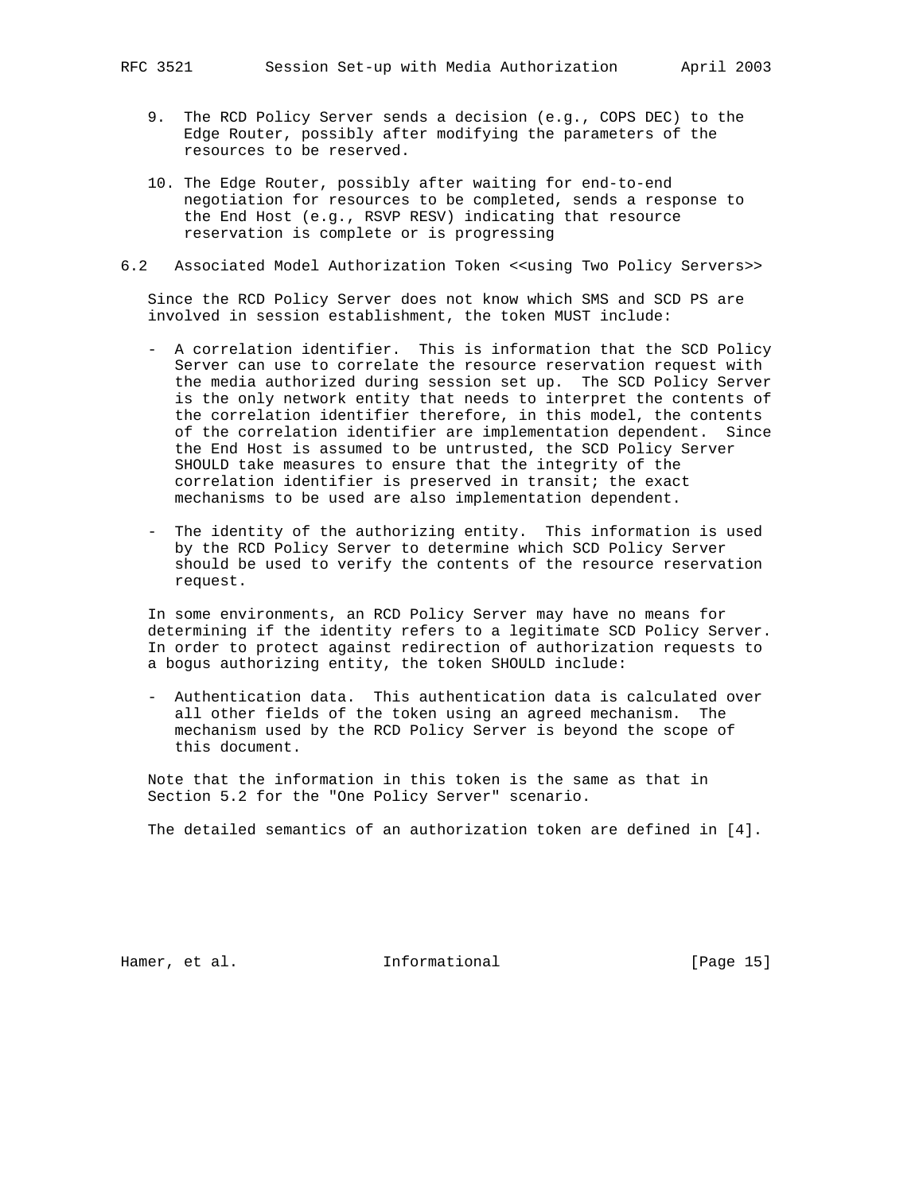9. The RCD Policy Server sends a decision (e.g., COPS DEC) to the Edge Router, possibly after modifying the parameters of the resources to be reserved.

10. The Edge Router, possibly after waiting for end-to-end negotiation for resources to be completed, sends a response to the End Host (e.g., RSVP RESV) indicating that resource reservation is complete or is progressing

## 6.2 Associated Model Authorization Token <<using Two Policy Servers>>

Since the RCD Policy Server does not know which SMS and SCD PS are involved in session establishment, the token MUST include:

- A correlation identifier. This is information that the SCD Policy Server can use to correlate the resource reservation request with the media authorized during session set up. The SCD Policy Server is the only network entity that needs to interpret the contents of the correlation identifier therefore, in this model, the contents of the correlation identifier are implementation dependent. Since the End Host is assumed to be untrusted, the SCD Policy Server SHOULD take measures to ensure that the integrity of the correlation identifier is preserved in transit; the exact mechanisms to be used are also implementation dependent.

- The identity of the authorizing entity. This information is used by the RCD Policy Server to determine which SCD Policy Server should be used to verify the contents of the resource reservation request.

In some environments, an RCD Policy Server may have no means for determining if the identity refers to a legitimate SCD Policy Server. In order to protect against redirection of authorization requests to a bogus authorizing entity, the token SHOULD include:

- Authentication data. This authentication data is calculated over all other fields of the token using an agreed mechanism. The mechanism used by the RCD Policy Server is beyond the scope of this document.

Note that the information in this token is the same as that in Section 5.2 for the "One Policy Server" scenario.

The detailed semantics of an authorization token are defined in [4].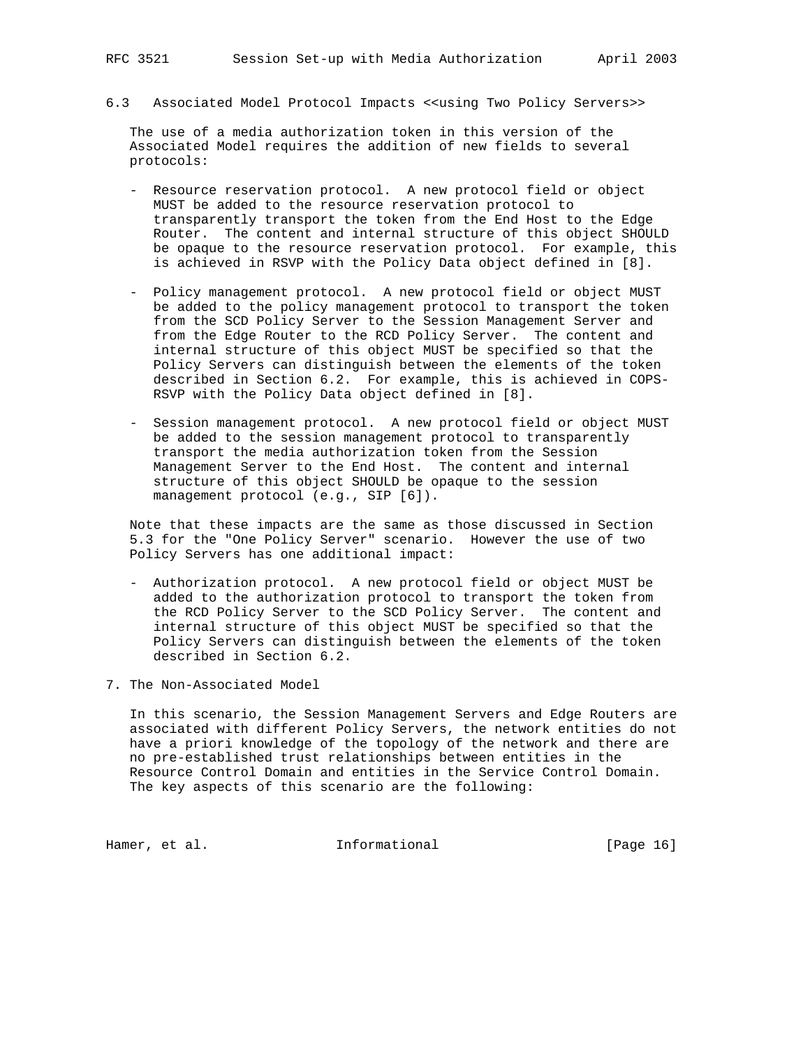### 6.3 Associated Model Protocol Impacts <<using Two Policy Servers>>

The use of a media authorization token in this version of the Associated Model requires the addition of new fields to several protocols:

- Resource reservation protocol. A new protocol field or object MUST be added to the resource reservation protocol to transparently transport the token from the End Host to the Edge Router. The content and internal structure of this object SHOULD be opaque to the resource reservation protocol. For example, this is achieved in RSVP with the Policy Data object defined in [8].

- Policy management protocol. A new protocol field or object MUST be added to the policy management protocol to transport the token from the SCD Policy Server to the Session Management Server and from the Edge Router to the RCD Policy Server. The content and internal structure of this object MUST be specified so that the Policy Servers can distinguish between the elements of the token described in Section 6.2. For example, this is achieved in COPS-RSVP with the Policy Data object defined in [8].

- Session management protocol. A new protocol field or object MUST be added to the session management protocol to transparently transport the media authorization token from the Session Management Server to the End Host. The content and internal structure of this object SHOULD be opaque to the session management protocol (e.g., SIP [6]).

Note that these impacts are the same as those discussed in Section 5.3 for the "One Policy Server" scenario. However the use of two Policy Servers has one additional impact:

- Authorization protocol. A new protocol field or object MUST be added to the authorization protocol to transport the token from the RCD Policy Server to the SCD Policy Server. The content and internal structure of this object MUST be specified so that the Policy Servers can distinguish between the elements of the token described in Section 6.2.

## 7. The Non-Associated Model

In this scenario, the Session Management Servers and Edge Routers are associated with different Policy Servers, the network entities do not have a priori knowledge of the topology of the network and there are no pre-established trust relationships between entities in the Resource Control Domain and entities in the Service Control Domain. The key aspects of this scenario are the following: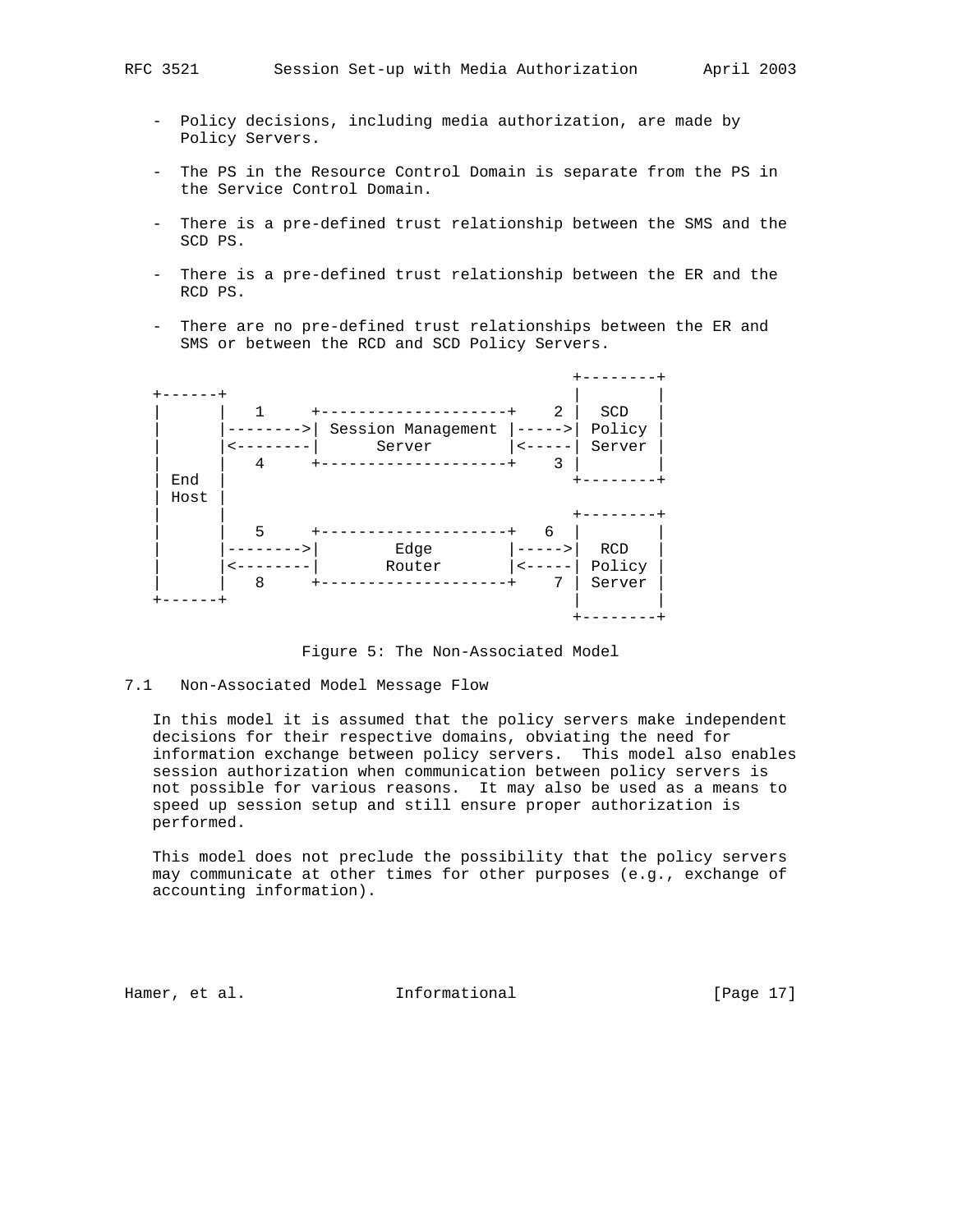- Policy decisions, including media authorization, are made by Policy Servers.

- The PS in the Resource Control Domain is separate from the PS in the Service Control Domain.

- There is a pre-defined trust relationship between the SMS and the SCD PS.

- There is a pre-defined trust relationship between the ER and the RCD PS.

- There are no pre-defined trust relationships between the ER and SMS or between the RCD and SCD Policy Servers.

```
                                                 +--------+
+------+                                         |        |
|      |   1     +--------------------+    2 |  SCD   |
|      |-------->| Session Management |----->| Policy |
|      |<--------|       Server       |<-----| Server |
|      |   4     +--------------------+    3 |        |
| End  |                                     +--------+
| Host |
|      |                                     +--------+
|      |   5     +--------------------+   6  |        |
|      |-------->|        Edge        |----->|  RCD   |
|      |<--------|       Router       |<-----| Policy |
|      |   8     +--------------------+    7 | Server |
+------+                                     |        |
                                             +--------+
```

Figure 5: The Non-Associated Model

## 7.1 Non-Associated Model Message Flow

In this model it is assumed that the policy servers make independent decisions for their respective domains, obviating the need for information exchange between policy servers. This model also enables session authorization when communication between policy servers is not possible for various reasons. It may also be used as a means to speed up session setup and still ensure proper authorization is performed.

This model does not preclude the possibility that the policy servers may communicate at other times for other purposes (e.g., exchange of accounting information).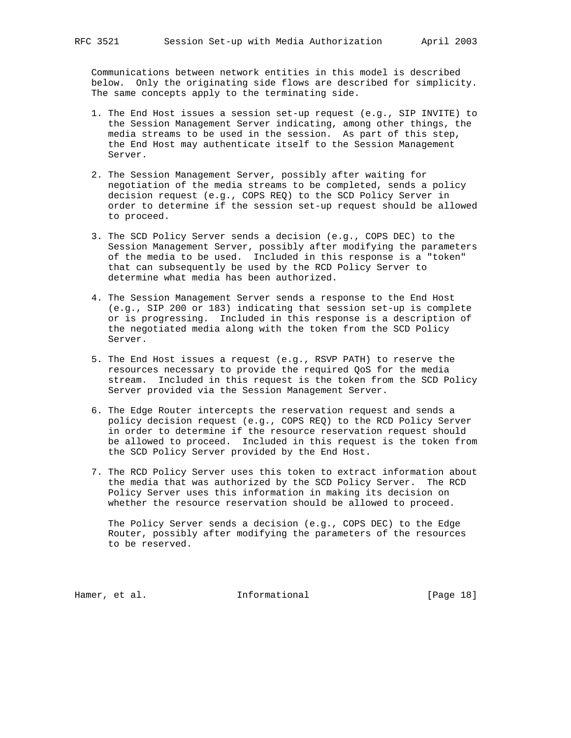Communications between network entities in this model is described below. Only the originating side flows are described for simplicity. The same concepts apply to the terminating side.

1. The End Host issues a session set-up request (e.g., SIP INVITE) to the Session Management Server indicating, among other things, the media streams to be used in the session. As part of this step, the End Host may authenticate itself to the Session Management Server.

2. The Session Management Server, possibly after waiting for negotiation of the media streams to be completed, sends a policy decision request (e.g., COPS REQ) to the SCD Policy Server in order to determine if the session set-up request should be allowed to proceed.

3. The SCD Policy Server sends a decision (e.g., COPS DEC) to the Session Management Server, possibly after modifying the parameters of the media to be used. Included in this response is a "token" that can subsequently be used by the RCD Policy Server to determine what media has been authorized.

4. The Session Management Server sends a response to the End Host (e.g., SIP 200 or 183) indicating that session set-up is complete or is progressing. Included in this response is a description of the negotiated media along with the token from the SCD Policy Server.

5. The End Host issues a request (e.g., RSVP PATH) to reserve the resources necessary to provide the required QoS for the media stream. Included in this request is the token from the SCD Policy Server provided via the Session Management Server.

6. The Edge Router intercepts the reservation request and sends a policy decision request (e.g., COPS REQ) to the RCD Policy Server in order to determine if the resource reservation request should be allowed to proceed. Included in this request is the token from the SCD Policy Server provided by the End Host.

7. The RCD Policy Server uses this token to extract information about the media that was authorized by the SCD Policy Server. The RCD Policy Server uses this information in making its decision on whether the resource reservation should be allowed to proceed.

   The Policy Server sends a decision (e.g., COPS DEC) to the Edge Router, possibly after modifying the parameters of the resources to be reserved.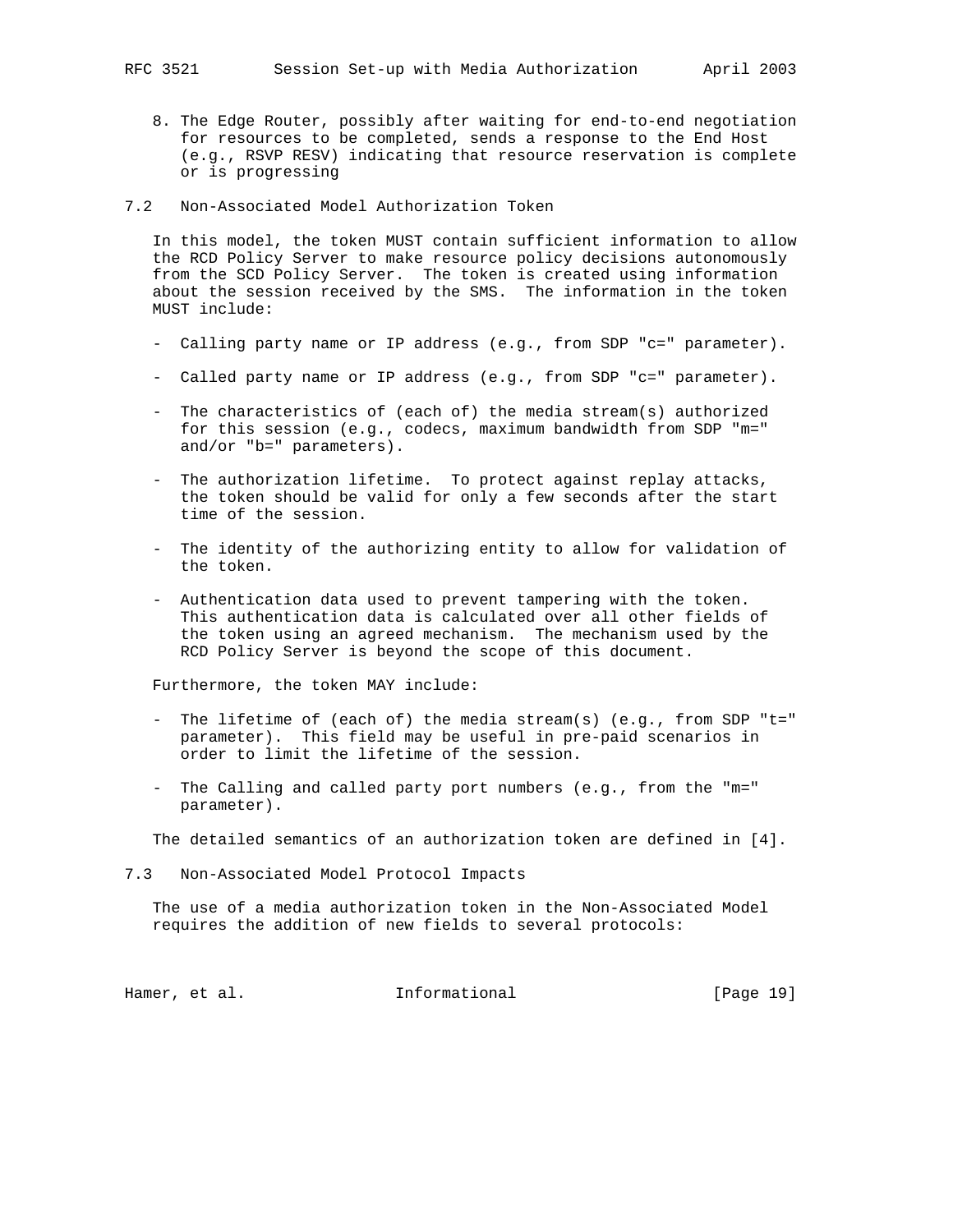8. The Edge Router, possibly after waiting for end-to-end negotiation for resources to be completed, sends a response to the End Host (e.g., RSVP RESV) indicating that resource reservation is complete or is progressing

## 7.2 Non-Associated Model Authorization Token

In this model, the token MUST contain sufficient information to allow the RCD Policy Server to make resource policy decisions autonomously from the SCD Policy Server. The token is created using information about the session received by the SMS. The information in the token MUST include:

- Calling party name or IP address (e.g., from SDP "c=" parameter).
- Called party name or IP address (e.g., from SDP "c=" parameter).
- The characteristics of (each of) the media stream(s) authorized for this session (e.g., codecs, maximum bandwidth from SDP "m=" and/or "b=" parameters).
- The authorization lifetime. To protect against replay attacks, the token should be valid for only a few seconds after the start time of the session.
- The identity of the authorizing entity to allow for validation of the token.
- Authentication data used to prevent tampering with the token. This authentication data is calculated over all other fields of the token using an agreed mechanism. The mechanism used by the RCD Policy Server is beyond the scope of this document.

Furthermore, the token MAY include:

- The lifetime of (each of) the media stream(s) (e.g., from SDP "t=" parameter). This field may be useful in pre-paid scenarios in order to limit the lifetime of the session.
- The Calling and called party port numbers (e.g., from the "m=" parameter).

The detailed semantics of an authorization token are defined in [4].

## 7.3 Non-Associated Model Protocol Impacts

The use of a media authorization token in the Non-Associated Model requires the addition of new fields to several protocols: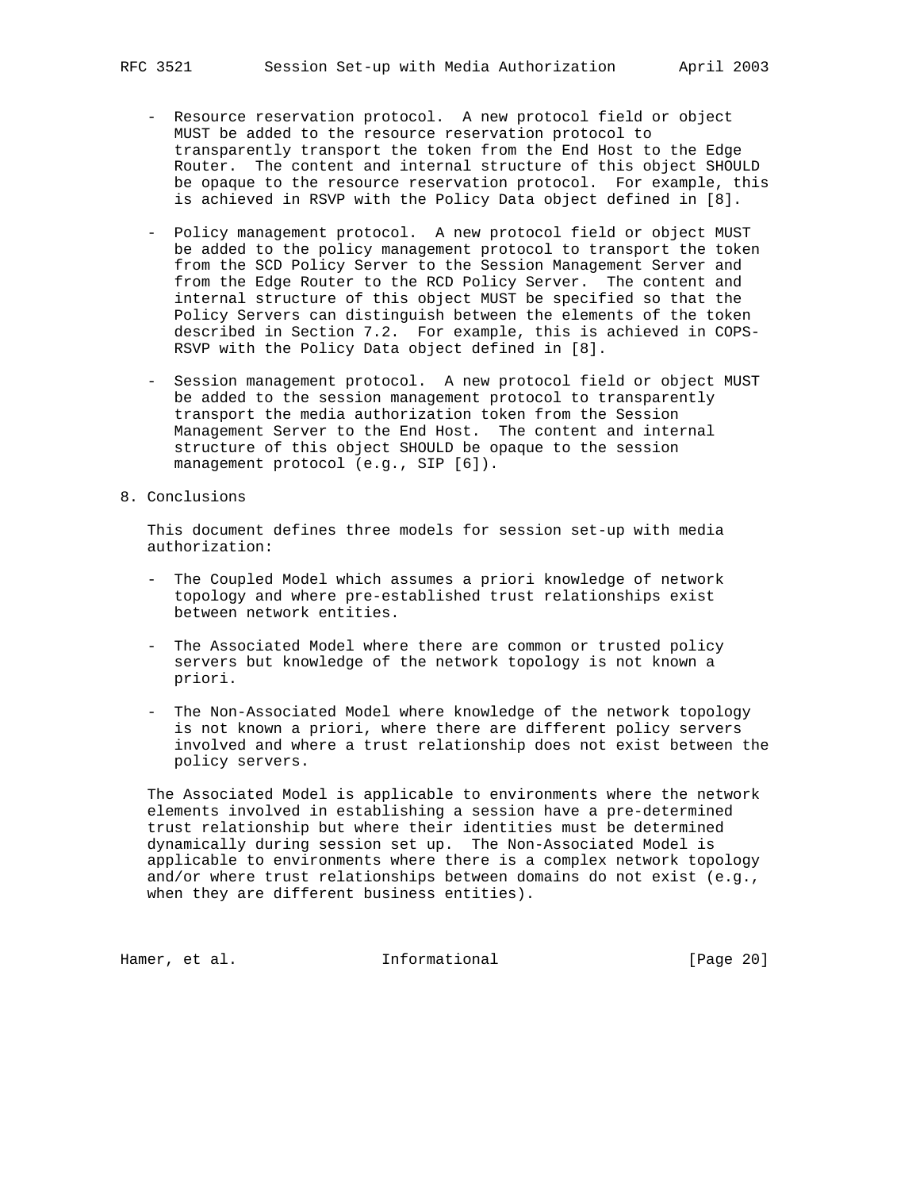- Resource reservation protocol. A new protocol field or object MUST be added to the resource reservation protocol to transparently transport the token from the End Host to the Edge Router. The content and internal structure of this object SHOULD be opaque to the resource reservation protocol. For example, this is achieved in RSVP with the Policy Data object defined in [8].

- Policy management protocol. A new protocol field or object MUST be added to the policy management protocol to transport the token from the SCD Policy Server to the Session Management Server and from the Edge Router to the RCD Policy Server. The content and internal structure of this object MUST be specified so that the Policy Servers can distinguish between the elements of the token described in Section 7.2. For example, this is achieved in COPS-RSVP with the Policy Data object defined in [8].

- Session management protocol. A new protocol field or object MUST be added to the session management protocol to transparently transport the media authorization token from the Session Management Server to the End Host. The content and internal structure of this object SHOULD be opaque to the session management protocol (e.g., SIP [6]).

## 8. Conclusions

This document defines three models for session set-up with media authorization:

- The Coupled Model which assumes a priori knowledge of network topology and where pre-established trust relationships exist between network entities.

- The Associated Model where there are common or trusted policy servers but knowledge of the network topology is not known a priori.

- The Non-Associated Model where knowledge of the network topology is not known a priori, where there are different policy servers involved and where a trust relationship does not exist between the policy servers.

The Associated Model is applicable to environments where the network elements involved in establishing a session have a pre-determined trust relationship but where their identities must be determined dynamically during session set up. The Non-Associated Model is applicable to environments where there is a complex network topology and/or where trust relationships between domains do not exist (e.g., when they are different business entities).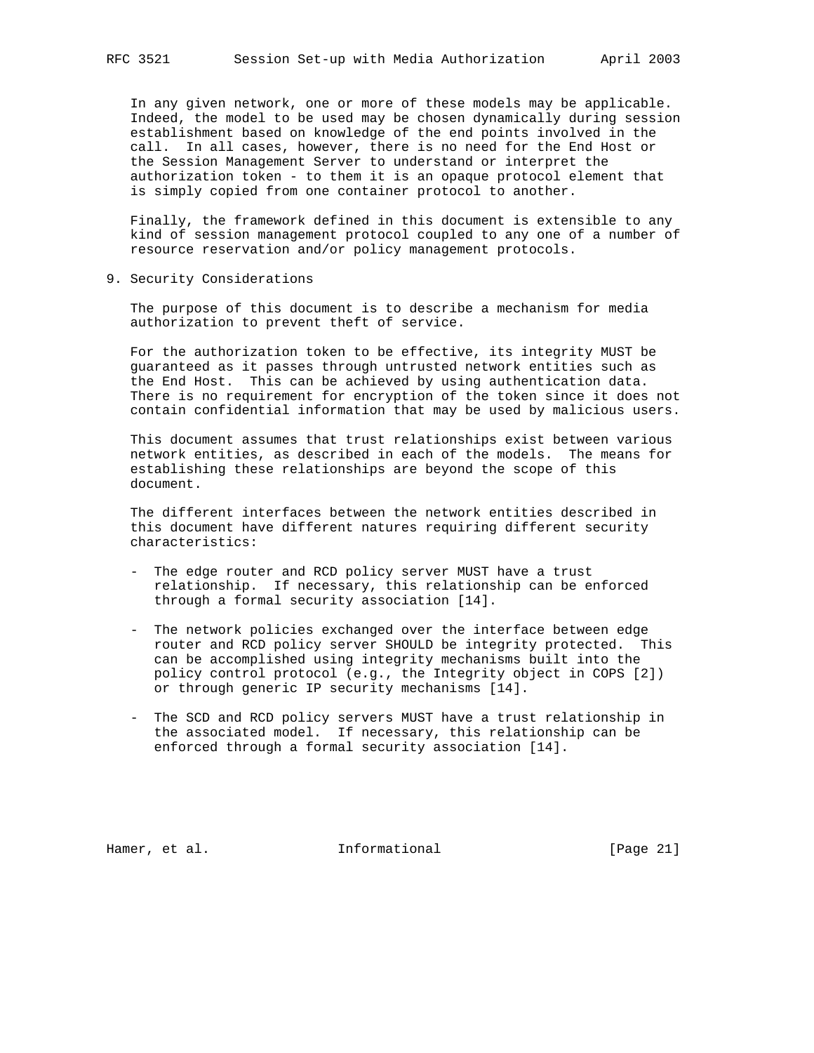In any given network, one or more of these models may be applicable. Indeed, the model to be used may be chosen dynamically during session establishment based on knowledge of the end points involved in the call. In all cases, however, there is no need for the End Host or the Session Management Server to understand or interpret the authorization token - to them it is an opaque protocol element that is simply copied from one container protocol to another.

Finally, the framework defined in this document is extensible to any kind of session management protocol coupled to any one of a number of resource reservation and/or policy management protocols.

## 9. Security Considerations

The purpose of this document is to describe a mechanism for media authorization to prevent theft of service.

For the authorization token to be effective, its integrity MUST be guaranteed as it passes through untrusted network entities such as the End Host. This can be achieved by using authentication data. There is no requirement for encryption of the token since it does not contain confidential information that may be used by malicious users.

This document assumes that trust relationships exist between various network entities, as described in each of the models. The means for establishing these relationships are beyond the scope of this document.

The different interfaces between the network entities described in this document have different natures requiring different security characteristics:

- The edge router and RCD policy server MUST have a trust relationship. If necessary, this relationship can be enforced through a formal security association [14].

- The network policies exchanged over the interface between edge router and RCD policy server SHOULD be integrity protected. This can be accomplished using integrity mechanisms built into the policy control protocol (e.g., the Integrity object in COPS [2]) or through generic IP security mechanisms [14].

- The SCD and RCD policy servers MUST have a trust relationship in the associated model. If necessary, this relationship can be enforced through a formal security association [14].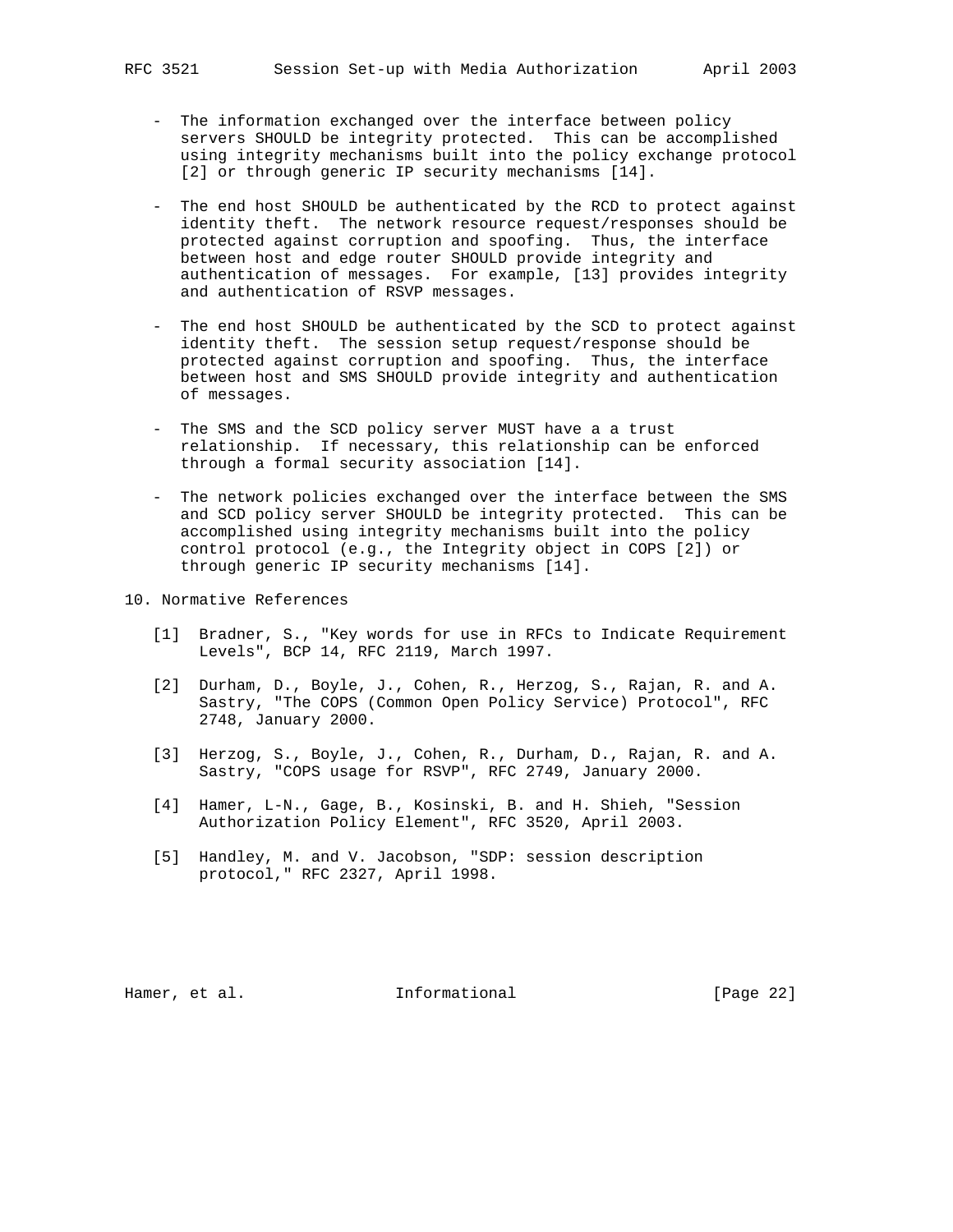- The information exchanged over the interface between policy servers SHOULD be integrity protected. This can be accomplished using integrity mechanisms built into the policy exchange protocol [2] or through generic IP security mechanisms [14].

- The end host SHOULD be authenticated by the RCD to protect against identity theft. The network resource request/responses should be protected against corruption and spoofing. Thus, the interface between host and edge router SHOULD provide integrity and authentication of messages. For example, [13] provides integrity and authentication of RSVP messages.

- The end host SHOULD be authenticated by the SCD to protect against identity theft. The session setup request/response should be protected against corruption and spoofing. Thus, the interface between host and SMS SHOULD provide integrity and authentication of messages.

- The SMS and the SCD policy server MUST have a a trust relationship. If necessary, this relationship can be enforced through a formal security association [14].

- The network policies exchanged over the interface between the SMS and SCD policy server SHOULD be integrity protected. This can be accomplished using integrity mechanisms built into the policy control protocol (e.g., the Integrity object in COPS [2]) or through generic IP security mechanisms [14].

## 10. Normative References

[1] Bradner, S., "Key words for use in RFCs to Indicate Requirement Levels", BCP 14, RFC 2119, March 1997.

[2] Durham, D., Boyle, J., Cohen, R., Herzog, S., Rajan, R. and A. Sastry, "The COPS (Common Open Policy Service) Protocol", RFC 2748, January 2000.

[3] Herzog, S., Boyle, J., Cohen, R., Durham, D., Rajan, R. and A. Sastry, "COPS usage for RSVP", RFC 2749, January 2000.

[4] Hamer, L-N., Gage, B., Kosinski, B. and H. Shieh, "Session Authorization Policy Element", RFC 3520, April 2003.

[5] Handley, M. and V. Jacobson, "SDP: session description protocol," RFC 2327, April 1998.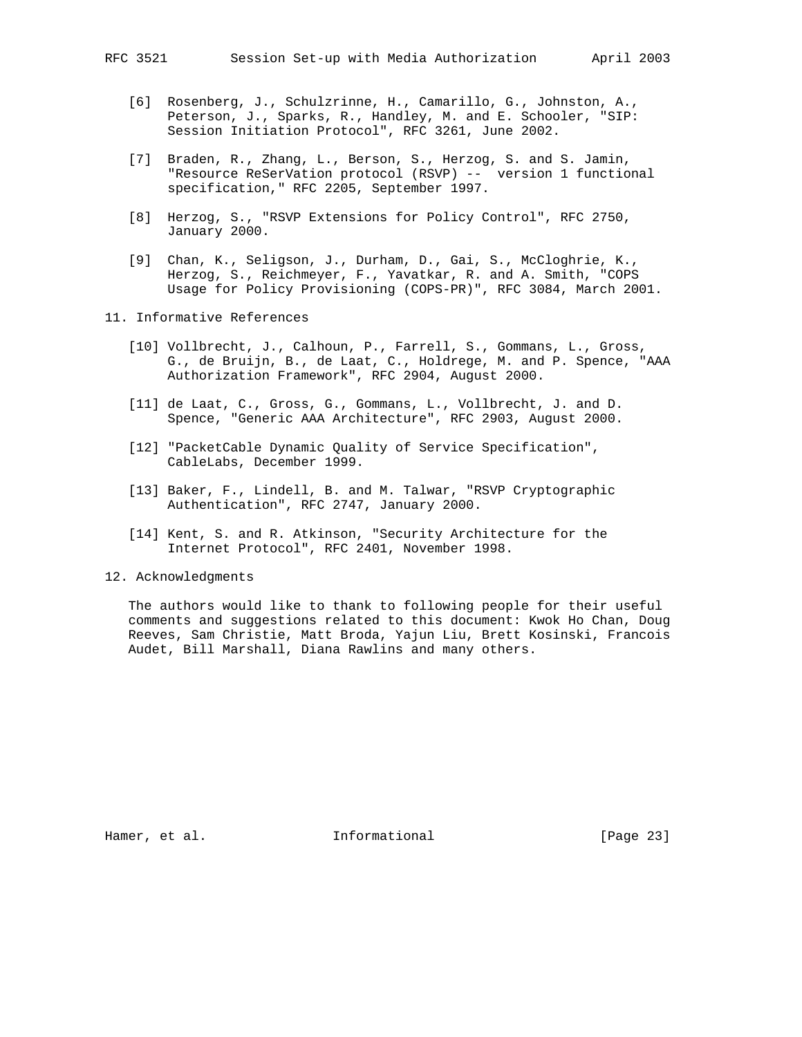[6] Rosenberg, J., Schulzrinne, H., Camarillo, G., Johnston, A., Peterson, J., Sparks, R., Handley, M. and E. Schooler, "SIP: Session Initiation Protocol", RFC 3261, June 2002.

[7] Braden, R., Zhang, L., Berson, S., Herzog, S. and S. Jamin, "Resource ReSerVation protocol (RSVP) -- version 1 functional specification," RFC 2205, September 1997.

[8] Herzog, S., "RSVP Extensions for Policy Control", RFC 2750, January 2000.

[9] Chan, K., Seligson, J., Durham, D., Gai, S., McCloghrie, K., Herzog, S., Reichmeyer, F., Yavatkar, R. and A. Smith, "COPS Usage for Policy Provisioning (COPS-PR)", RFC 3084, March 2001.

## 11. Informative References

[10] Vollbrecht, J., Calhoun, P., Farrell, S., Gommans, L., Gross, G., de Bruijn, B., de Laat, C., Holdrege, M. and P. Spence, "AAA Authorization Framework", RFC 2904, August 2000.

[11] de Laat, C., Gross, G., Gommans, L., Vollbrecht, J. and D. Spence, "Generic AAA Architecture", RFC 2903, August 2000.

[12] "PacketCable Dynamic Quality of Service Specification", CableLabs, December 1999.

[13] Baker, F., Lindell, B. and M. Talwar, "RSVP Cryptographic Authentication", RFC 2747, January 2000.

[14] Kent, S. and R. Atkinson, "Security Architecture for the Internet Protocol", RFC 2401, November 1998.

## 12. Acknowledgments

The authors would like to thank to following people for their useful comments and suggestions related to this document: Kwok Ho Chan, Doug Reeves, Sam Christie, Matt Broda, Yajun Liu, Brett Kosinski, Francois Audet, Bill Marshall, Diana Rawlins and many others.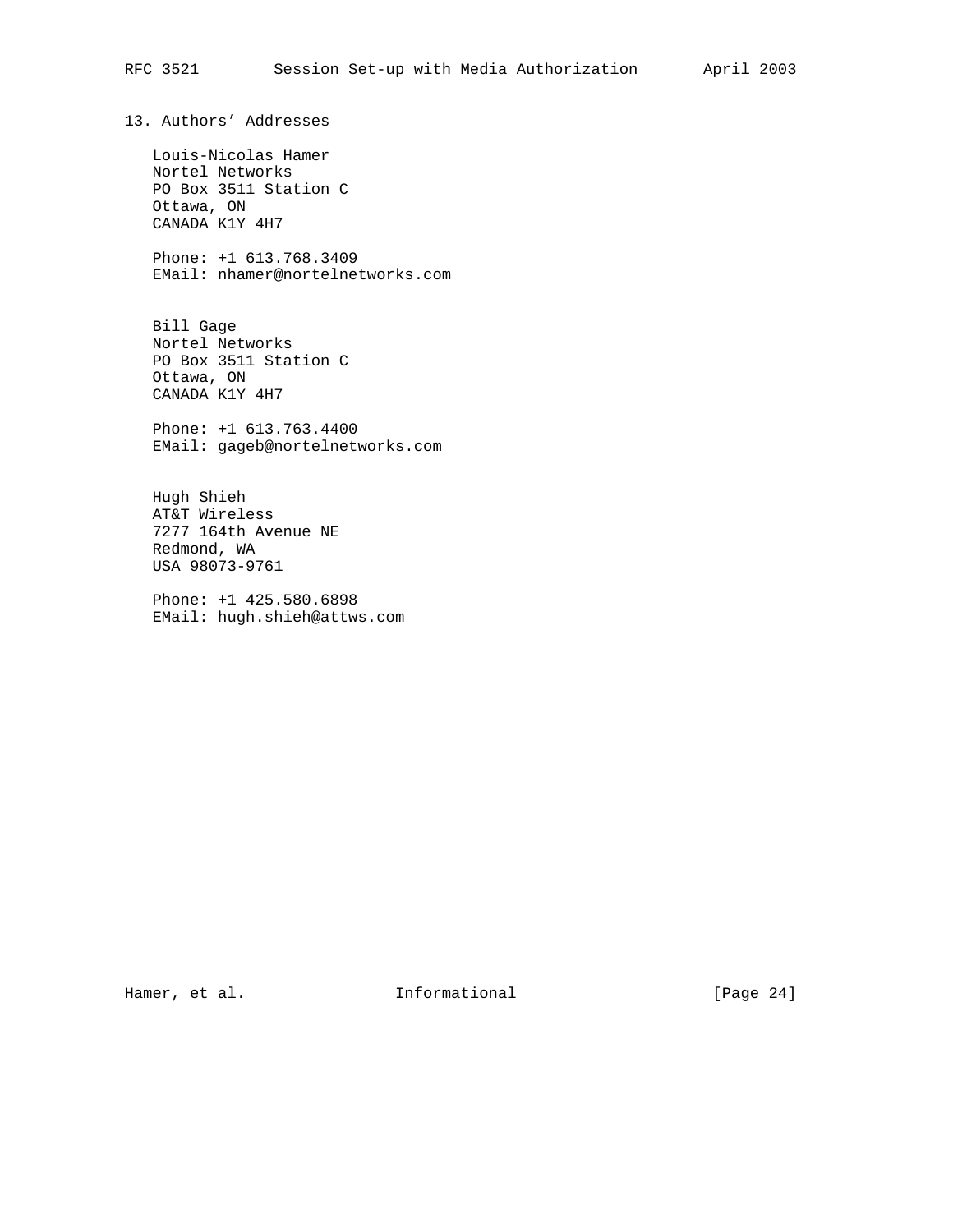## 13. Authors' Addresses

Louis-Nicolas Hamer
Nortel Networks
PO Box 3511 Station C
Ottawa, ON
CANADA K1Y 4H7

Phone: +1 613.768.3409
EMail: nhamer@nortelnetworks.com

Bill Gage
Nortel Networks
PO Box 3511 Station C
Ottawa, ON
CANADA K1Y 4H7

Phone: +1 613.763.4400
EMail: gageb@nortelnetworks.com

Hugh Shieh
AT&T Wireless
7277 164th Avenue NE
Redmond, WA
USA 98073-9761

Phone: +1 425.580.6898
EMail: hugh.shieh@attws.com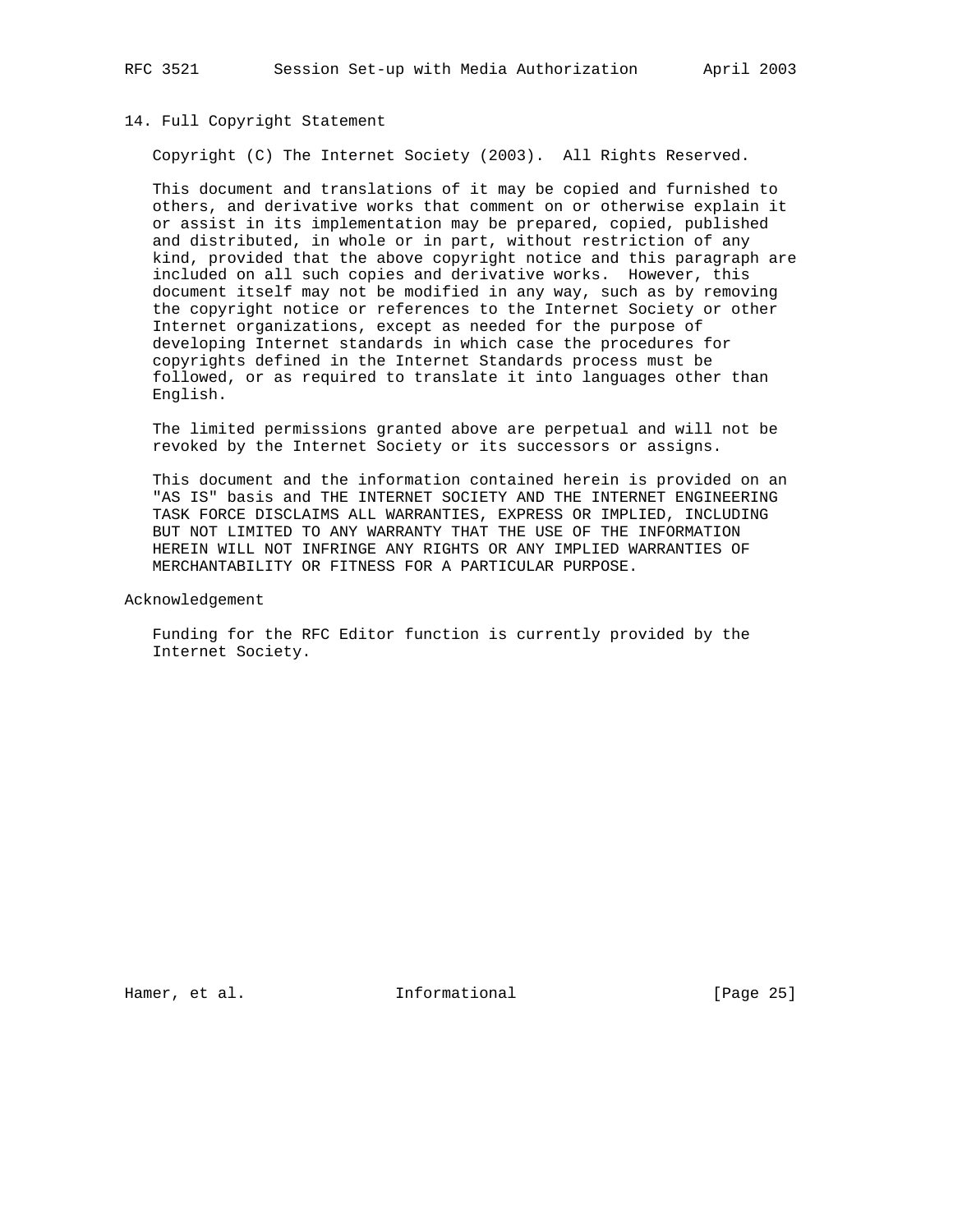## 14. Full Copyright Statement

Copyright (C) The Internet Society (2003). All Rights Reserved.

This document and translations of it may be copied and furnished to others, and derivative works that comment on or otherwise explain it or assist in its implementation may be prepared, copied, published and distributed, in whole or in part, without restriction of any kind, provided that the above copyright notice and this paragraph are included on all such copies and derivative works. However, this document itself may not be modified in any way, such as by removing the copyright notice or references to the Internet Society or other Internet organizations, except as needed for the purpose of developing Internet standards in which case the procedures for copyrights defined in the Internet Standards process must be followed, or as required to translate it into languages other than English.

The limited permissions granted above are perpetual and will not be revoked by the Internet Society or its successors or assigns.

This document and the information contained herein is provided on an "AS IS" basis and THE INTERNET SOCIETY AND THE INTERNET ENGINEERING TASK FORCE DISCLAIMS ALL WARRANTIES, EXPRESS OR IMPLIED, INCLUDING BUT NOT LIMITED TO ANY WARRANTY THAT THE USE OF THE INFORMATION HEREIN WILL NOT INFRINGE ANY RIGHTS OR ANY IMPLIED WARRANTIES OF MERCHANTABILITY OR FITNESS FOR A PARTICULAR PURPOSE.

## Acknowledgement

Funding for the RFC Editor function is currently provided by the Internet Society.